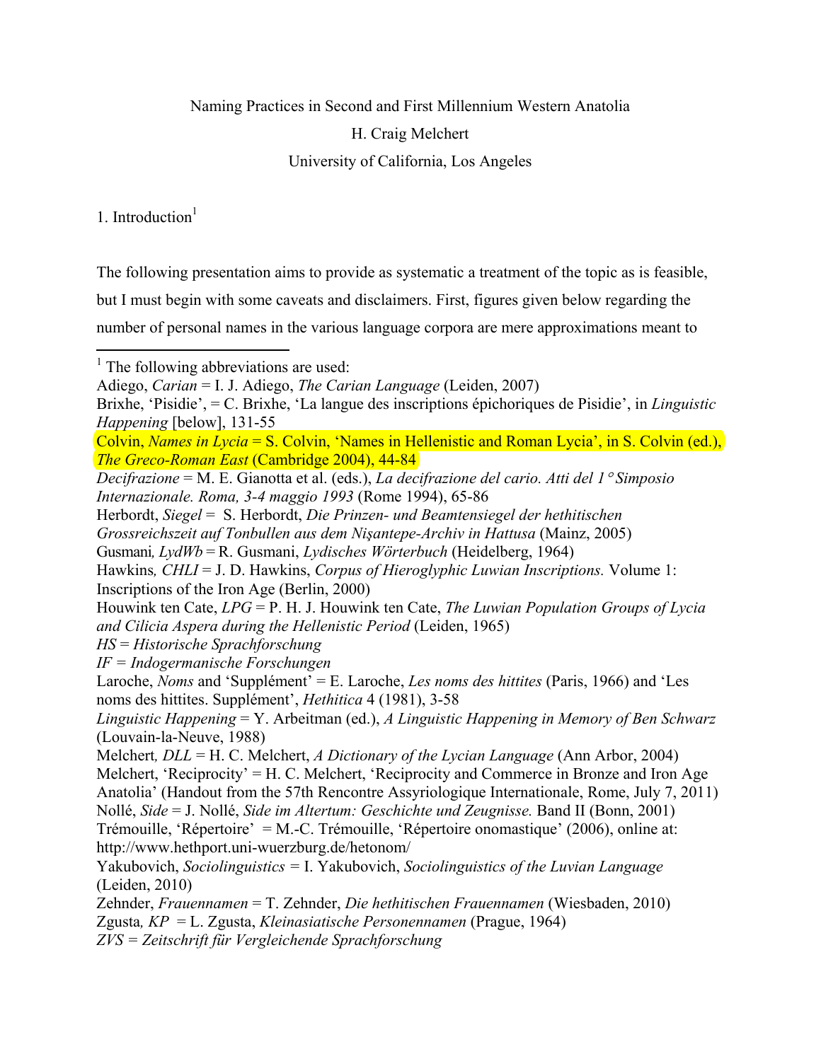Naming Practices in Second and First Millennium Western Anatolia

H. Craig Melchert

University of California, Los Angeles

## 1. Introduction[1]

The following presentation aims to provide as systematic a treatment of the topic as is feasible, but I must begin with some caveats and disclaimers. First, figures given below regarding the number of personal names in the various language corpora are mere approximations meant to

---

[1] The following abbreviations are used:

Adiego, *Carian* = I. J. Adiego, *The Carian Language* (Leiden, 2007)

Brixhe, 'Pisidie', = C. Brixhe, 'La langue des inscriptions épichoriques de Pisidie', in *Linguistic Happening* [below], 131-55

Colvin, *Names in Lycia* = S. Colvin, 'Names in Hellenistic and Roman Lycia', in S. Colvin (ed.), *The Greco-Roman East* (Cambridge 2004), 44-84

*Decifrazione* = M. E. Gianotta et al. (eds.), *La decifrazione del cario. Atti del 1° Simposio Internazionale. Roma, 3-4 maggio 1993* (Rome 1994), 65-86

Herbordt, *Siegel* = S. Herbordt, *Die Prinzen- und Beamtensiegel der hethitischen Grossreichszeit auf Tonbullen aus dem Nişantepe-Archiv in Hattusa* (Mainz, 2005)

Gusmani, *LydWb* = R. Gusmani, *Lydisches Wörterbuch* (Heidelberg, 1964)

Hawkins, *CHLI* = J. D. Hawkins, *Corpus of Hieroglyphic Luwian Inscriptions.* Volume 1: Inscriptions of the Iron Age (Berlin, 2000)

Houwink ten Cate, *LPG* = P. H. J. Houwink ten Cate, *The Luwian Population Groups of Lycia and Cilicia Aspera during the Hellenistic Period* (Leiden, 1965)

*HS* = *Historische Sprachforschung*

*IF* = *Indogermanische Forschungen*

Laroche, *Noms* and 'Supplément' = E. Laroche, *Les noms des hittites* (Paris, 1966) and 'Les noms des hittites. Supplément', *Hethitica* 4 (1981), 3-58

*Linguistic Happening* = Y. Arbeitman (ed.), *A Linguistic Happening in Memory of Ben Schwarz* (Louvain-la-Neuve, 1988)

Melchert, *DLL* = H. C. Melchert, *A Dictionary of the Lycian Language* (Ann Arbor, 2004)

Melchert, 'Reciprocity' = H. C. Melchert, 'Reciprocity and Commerce in Bronze and Iron Age Anatolia' (Handout from the 57th Rencontre Assyriologique Internationale, Rome, July 7, 2011)

Nollé, *Side* = J. Nollé, *Side im Altertum: Geschichte und Zeugnisse.* Band II (Bonn, 2001)

Trémouille, 'Répertoire' = M.-C. Trémouille, 'Répertoire onomastique' (2006), online at: http://www.hethport.uni-wuerzburg.de/hetonom/

Yakubovich, *Sociolinguistics* = I. Yakubovich, *Sociolinguistics of the Luvian Language* (Leiden, 2010)

Zehnder, *Frauennamen* = T. Zehnder, *Die hethitischen Frauennamen* (Wiesbaden, 2010)

Zgusta, *KP* = L. Zgusta, *Kleinasiatische Personennamen* (Prague, 1964)

*ZVS* = *Zeitschrift für Vergleichende Sprachforschung*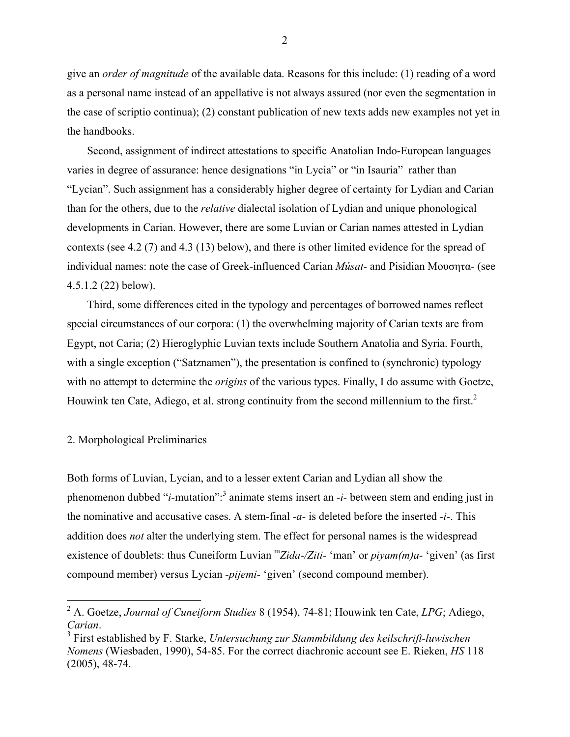give an *order of magnitude* of the available data. Reasons for this include: (1) reading of a word as a personal name instead of an appellative is not always assured (nor even the segmentation in the case of scriptio continua); (2) constant publication of new texts adds new examples not yet in the handbooks.

Second, assignment of indirect attestations to specific Anatolian Indo-European languages varies in degree of assurance: hence designations "in Lycia" or "in Isauria" rather than "Lycian". Such assignment has a considerably higher degree of certainty for Lydian and Carian than for the others, due to the *relative* dialectal isolation of Lydian and unique phonological developments in Carian. However, there are some Luvian or Carian names attested in Lydian contexts (see 4.2 (7) and 4.3 (13) below), and there is other limited evidence for the spread of individual names: note the case of Greek-influenced Carian *Mứsat-* and Pisidian Μουσητα- (see 4.5.1.2 (22) below).

Third, some differences cited in the typology and percentages of borrowed names reflect special circumstances of our corpora: (1) the overwhelming majority of Carian texts are from Egypt, not Caria; (2) Hieroglyphic Luvian texts include Southern Anatolia and Syria. Fourth, with a single exception ("Satznamen"), the presentation is confined to (synchronic) typology with no attempt to determine the *origins* of the various types. Finally, I do assume with Goetze, Houwink ten Cate, Adiego, et al. strong continuity from the second millennium to the first.[2]

## 2. Morphological Preliminaries

Both forms of Luvian, Lycian, and to a lesser extent Carian and Lydian all show the phenomenon dubbed "*i*-mutation":[3] animate stems insert an *-i-* between stem and ending just in the nominative and accusative cases. A stem-final *-a-* is deleted before the inserted *-i-*. This addition does *not* alter the underlying stem. The effect for personal names is the widespread existence of doublets: thus Cuneiform Luvian $^{m}$*Zida-/Ziti-* 'man' or *piyam(m)a-* 'given' (as first compound member) versus Lycian *-pijemi-* 'given' (second compound member).

---

[2] A. Goetze, *Journal of Cuneiform Studies* 8 (1954), 74-81; Houwink ten Cate, *LPG*; Adiego, *Carian*.

[3] First established by F. Starke, *Untersuchung zur Stammbildung des keilschrift-luwischen Nomens* (Wiesbaden, 1990), 54-85. For the correct diachronic account see E. Rieken, *HS* 118 (2005), 48-74.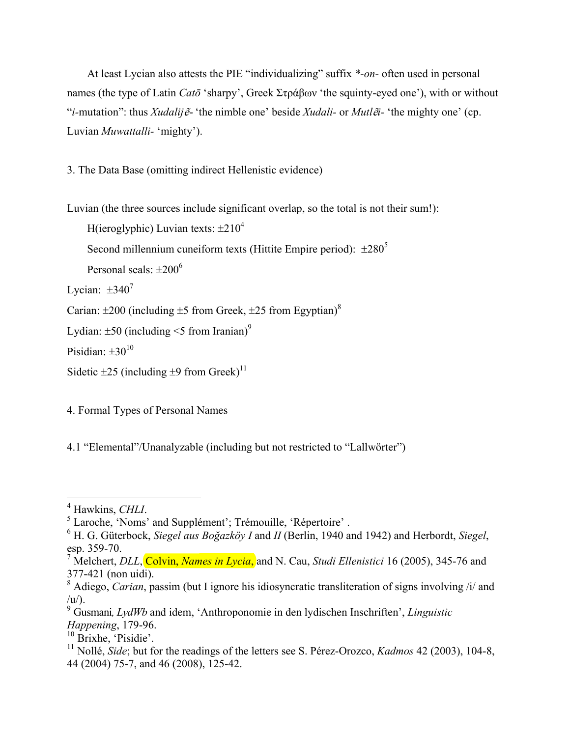At least Lycian also attests the PIE "individualizing" suffix *-on-* often used in personal names (the type of Latin *Catō* 'sharpy', Greek Στράβων 'the squinty-eyed one'), with or without "*i*-mutation": thus *Xudalijẽ-* 'the nimble one' beside *Xudali-* or *Mutlẽi-* 'the mighty one' (cp. Luvian *Muwattalli-* 'mighty').

3. The Data Base (omitting indirect Hellenistic evidence)

Luvian (the three sources include significant overlap, so the total is not their sum!):

H(ieroglyphic) Luvian texts: ±210[4]

Second millennium cuneiform texts (Hittite Empire period): ±280[5]

Personal seals: ±200[6]

Lycian: ±340[7]

Carian: ±200 (including ±5 from Greek, ±25 from Egyptian)[8]

Lydian: ±50 (including <5 from Iranian)[9]

Pisidian: ±30[10]

Sidetic ±25 (including ±9 from Greek)[11]

4. Formal Types of Personal Names

4.1 "Elemental"/Unanalyzable (including but not restricted to "Lallwörter")

---

[4] Hawkins, *CHLI*.

[5] Laroche, 'Noms' and Supplément'; Trémouille, 'Répertoire' .

[6] H. G. Güterbock, *Siegel aus Boğazköy I* and *II* (Berlin, 1940 and 1942) and Herbordt, *Siegel*, esp. 359-70.

[7] Melchert, *DLL*, Colvin, *Names in Lycia*, and N. Cau, *Studi Ellenistici* 16 (2005), 345-76 and 377-421 (non uidi).

[8] Adiego, *Carian*, passim (but I ignore his idiosyncratic transliteration of signs involving /i/ and /u/).

[9] Gusmani, *LydWb* and idem, 'Anthroponomie in den lydischen Inschriften', *Linguistic Happening*, 179-96.

[10] Brixhe, 'Pisidie'.

[11] Nollé, *Side*; but for the readings of the letters see S. Pérez-Orozco, *Kadmos* 42 (2003), 104-8, 44 (2004) 75-7, and 46 (2008), 125-42.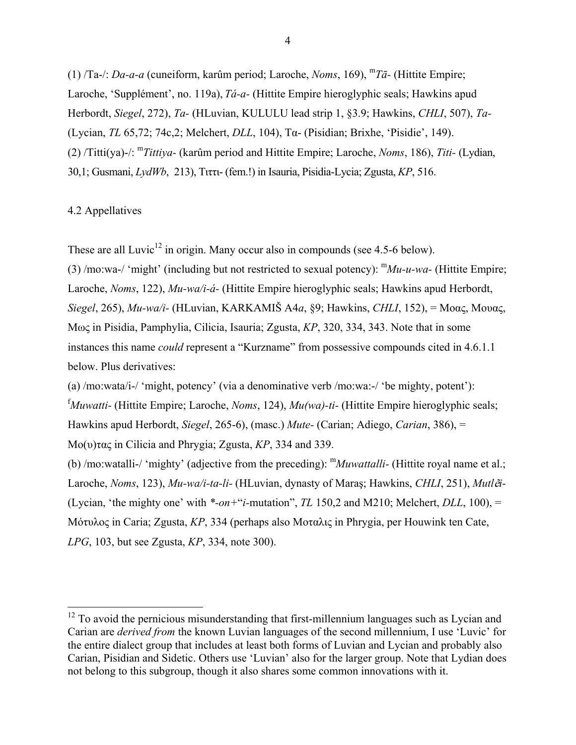(1) /Ta-/: *Da-a-a* (cuneiform, karûm period; Laroche, *Noms*, 169), ᵐ*Tā-* (Hittite Empire; Laroche, 'Supplément', no. 119a), *Tá-a-* (Hittite Empire hieroglyphic seals; Hawkins apud Herbordt, *Siegel*, 272), *Ta-* (HLuvian, KULULU lead strip 1, §3.9; Hawkins, *CHLI*, 507), *Ta-* (Lycian, *TL* 65,72; 74c,2; Melchert, *DLL*, 104), Tα- (Pisidian; Brixhe, 'Pisidie', 149).

(2) /Titti(ya)-/: ᵐ*Tittiya-* (karûm period and Hittite Empire; Laroche, *Noms*, 186), *Titi-* (Lydian, 30,1; Gusmani, *LydWb*, 213), Τιττι- (fem.!) in Isauria, Pisidia-Lycia; Zgusta, *KP*, 516.

## 4.2 Appellatives

These are all Luvic[12] in origin. Many occur also in compounds (see 4.5-6 below).

(3) /mo:wa-/ 'might' (including but not restricted to sexual potency): ᵐ*Mu-u-wa-* (Hittite Empire; Laroche, *Noms*, 122), *Mu-wa/i-á-* (Hittite Empire hieroglyphic seals; Hawkins apud Herbordt, *Siegel*, 265), *Mu-wa/i-* (HLuvian, KARKAMIŠ A4*a*, §9; Hawkins, *CHLI*, 152), = Μοας, Μουας, Μως in Pisidia, Pamphylia, Cilicia, Isauria; Zgusta, *KP*, 320, 334, 343. Note that in some instances this name *could* represent a "Kurzname" from possessive compounds cited in 4.6.1.1 below. Plus derivatives:

(a) /mo:wata/i-/ 'might, potency' (via a denominative verb /mo:wa:-/ 'be mighty, potent'): ᶠ*Muwatti-* (Hittite Empire; Laroche, *Noms*, 124), *Mu(wa)-ti-* (Hittite Empire hieroglyphic seals; Hawkins apud Herbordt, *Siegel*, 265-6), (masc.) *Mute-* (Carian; Adiego, *Carian*, 386), = Μο(υ)τας in Cilicia and Phrygia; Zgusta, *KP*, 334 and 339.

(b) /mo:watalli-/ 'mighty' (adjective from the preceding): ᵐ*Muwattalli-* (Hittite royal name et al.; Laroche, *Noms*, 123), *Mu-wa/i-ta-li-* (HLuvian, dynasty of Maraş; Hawkins, *CHLI*, 251), *Mutlẽi-* (Lycian, 'the mighty one' with *\*-on+*"*i*-mutation", *TL* 150,2 and M210; Melchert, *DLL*, 100), = Μότυλος in Caria; Zgusta, *KP*, 334 (perhaps also Μοταλις in Phrygia, per Houwink ten Cate, *LPG*, 103, but see Zgusta, *KP*, 334, note 300).

---

[12] To avoid the pernicious misunderstanding that first-millennium languages such as Lycian and Carian are *derived from* the known Luvian languages of the second millennium, I use 'Luvic' for the entire dialect group that includes at least both forms of Luvian and Lycian and probably also Carian, Pisidian and Sidetic. Others use 'Luvian' also for the larger group. Note that Lydian does not belong to this subgroup, though it also shares some common innovations with it.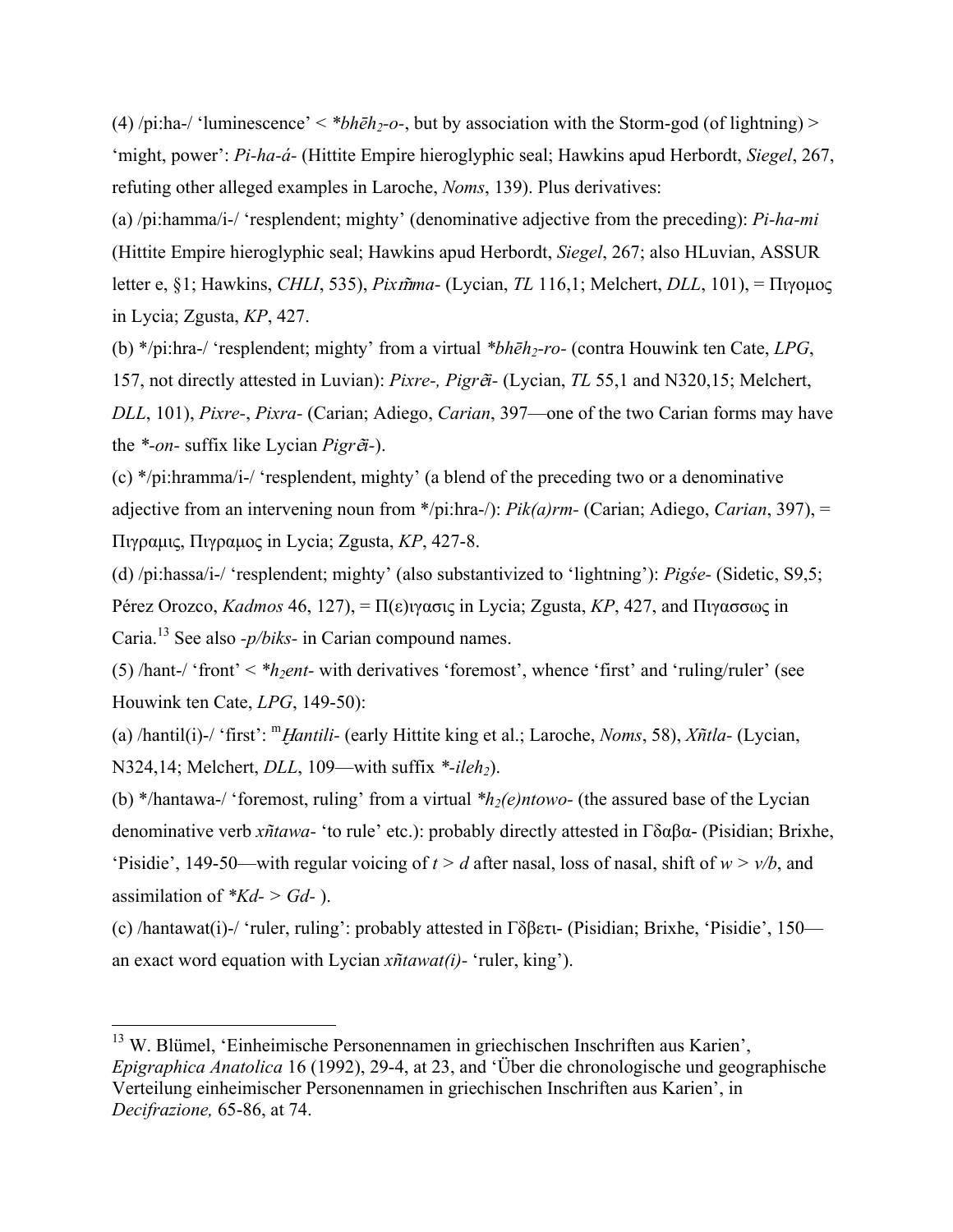(4) /pi:ha-/ 'luminescence' < *$bh\bar{e}h_2$-o-*, but by association with the Storm-god (of lightning) > 'might, power': *Pi-ha-á-* (Hittite Empire hieroglyphic seal; Hawkins apud Herbordt, *Siegel*, 267, refuting other alleged examples in Laroche, *Noms*, 139). Plus derivatives:

(a) /pi:hamma/i-/ 'resplendent; mighty' (denominative adjective from the preceding): *Pi-ha-mi* (Hittite Empire hieroglyphic seal; Hawkins apud Herbordt, *Siegel*, 267; also HLuvian, ASSUR letter e, §1; Hawkins, *CHLI*, 535), *Pixm̃ma-* (Lycian, *TL* 116,1; Melchert, *DLL*, 101), = Πιγομος in Lycia; Zgusta, *KP*, 427.

(b) */pi:hra-/ 'resplendent; mighty' from a virtual *$bh\bar{e}h_2$-ro-* (contra Houwink ten Cate, *LPG*, 157, not directly attested in Luvian): *Pixre-, Pigrẽi-* (Lycian, *TL* 55,1 and N320,15; Melchert, *DLL*, 101), *Pixre-*, *Pixra-* (Carian; Adiego, *Carian*, 397—one of the two Carian forms may have the *\*-on-* suffix like Lycian *Pigrẽi-*).

(c) */pi:hramma/i-/ 'resplendent, mighty' (a blend of the preceding two or a denominative adjective from an intervening noun from */pi:hra-/): *Pik(a)rm-* (Carian; Adiego, *Carian*, 397), = Πιγραμις, Πιγραμος in Lycia; Zgusta, *KP*, 427-8.

(d) /pi:hassa/i-/ 'resplendent; mighty' (also substantivized to 'lightning'): *Pigśe-* (Sidetic, S9,5; Pérez Orozco, *Kadmos* 46, 127), = Π(ε)ιγασις in Lycia; Zgusta, *KP*, 427, and Πιγασσως in Caria.[13] See also *-p/biks-* in Carian compound names.

(5) /hant-/ 'front' < *$h_2$ent-* with derivatives 'foremost', whence 'first' and 'ruling/ruler' (see Houwink ten Cate, *LPG*, 149-50):

(a) /hantil(i)-/ 'first': [m]*Ḫantili-* (early Hittite king et al.; Laroche, *Noms*, 58), *Xñtla-* (Lycian, N324,14; Melchert, *DLL*, 109—with suffix *\*-ile$h_2$*).

(b) */hantawa-/ 'foremost, ruling' from a virtual *$h_2$(e)ntowo-* (the assured base of the Lycian denominative verb *xñtawa-* 'to rule' etc.): probably directly attested in Γδαβα- (Pisidian; Brixhe, 'Pisidie', 149-50—with regular voicing of *t* > *d* after nasal, loss of nasal, shift of *w* > *v/b*, and assimilation of *\*Kd-* > *Gd-* ).

(c) /hantawat(i)-/ 'ruler, ruling': probably attested in Γδβετι- (Pisidian; Brixhe, 'Pisidie', 150—an exact word equation with Lycian *xñtawat(i)-* 'ruler, king').

---

[13] W. Blümel, 'Einheimische Personennamen in griechischen Inschriften aus Karien', *Epigraphica Anatolica* 16 (1992), 29-4, at 23, and 'Über die chronologische und geographische Verteilung einheimischer Personennamen in griechischen Inschriften aus Karien', in *Decifrazione,* 65-86, at 74.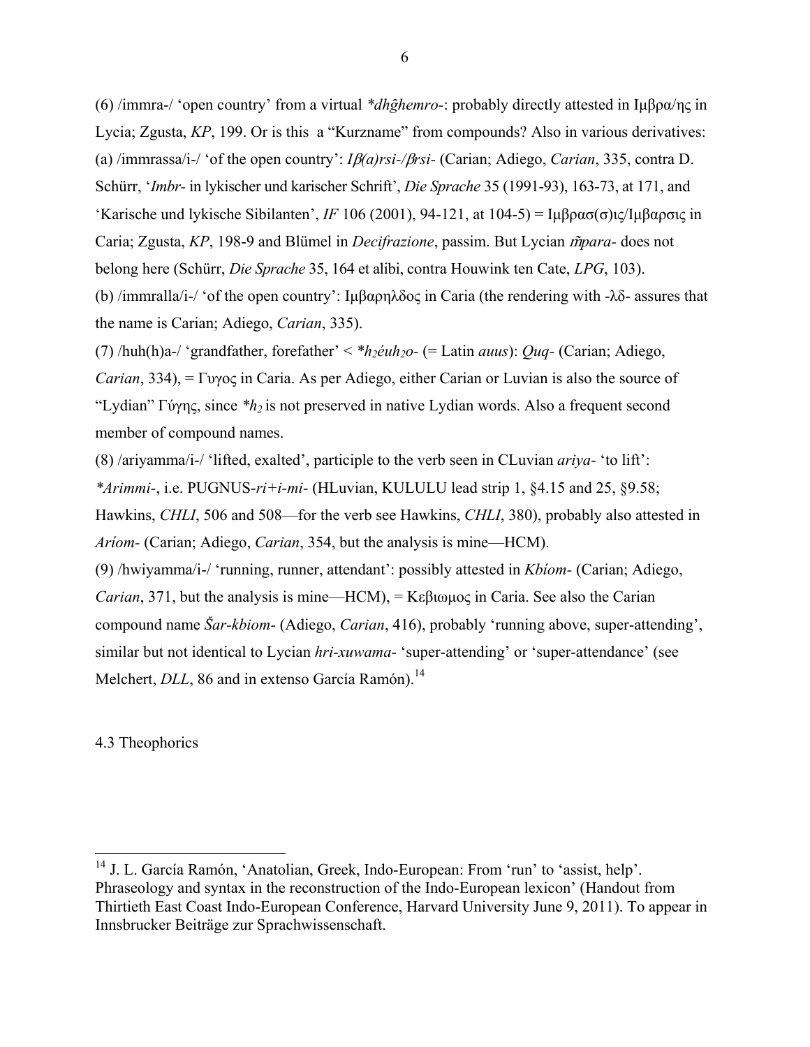(6) /immra-/ 'open country' from a virtual *\*dhĝhemro-*: probably directly attested in Ιμβρα/ης in Lycia; Zgusta, *KP*, 199. Or is this a "Kurzname" from compounds? Also in various derivatives:

(a) /immrassa/i-/ 'of the open country': *Iβ(a)rsi-/βrsi-* (Carian; Adiego, *Carian*, 335, contra D. Schürr, '*Imbr-* in lykischer und karischer Schrift', *Die Sprache* 35 (1991-93), 163-73, at 171, and 'Karische und lykische Sibilanten', *IF* 106 (2001), 94-121, at 104-5) = Ιμβρασ(σ)ις/Ιμβαρσις in Caria; Zgusta, *KP*, 198-9 and Blümel in *Decifrazione*, passim. But Lycian *m̃para-* does not belong here (Schürr, *Die Sprache* 35, 164 et alibi, contra Houwink ten Cate, *LPG*, 103).

(b) /immralla/i-/ 'of the open country': Ιμβαρηλδος in Caria (the rendering with -λδ- assures that the name is Carian; Adiego, *Carian*, 335).

(7) /huh(h)a-/ 'grandfather, forefather' < *\*h₂éuh₂o-* (= Latin *auus*): *Quq-* (Carian; Adiego, *Carian*, 334), = Γυγος in Caria. As per Adiego, either Carian or Luvian is also the source of "Lydian" Γύγης, since *\*h₂* is not preserved in native Lydian words. Also a frequent second member of compound names.

(8) /ariyamma/i-/ 'lifted, exalted', participle to the verb seen in CLuvian *ariya-* 'to lift': *\*Arimmi-*, i.e. PUGNUS-*ri+i-mi-* (HLuvian, KULULU lead strip 1, §4.15 and 25, §9.58; Hawkins, *CHLI*, 506 and 508—for the verb see Hawkins, *CHLI*, 380), probably also attested in *Aríom-* (Carian; Adiego, *Carian*, 354, but the analysis is mine—HCM).

(9) /hwiyamma/i-/ 'running, runner, attendant': possibly attested in *Kbíom-* (Carian; Adiego, *Carian*, 371, but the analysis is mine—HCM), = Κεβιωμος in Caria. See also the Carian compound name *Šar-kbiom-* (Adiego, *Carian*, 416), probably 'running above, super-attending', similar but not identical to Lycian *hri-xuwama-* 'super-attending' or 'super-attendance' (see Melchert, *DLL*, 86 and in extenso García Ramón).[14]

4.3 Theophorics

[14] J. L. García Ramón, 'Anatolian, Greek, Indo-European: From 'run' to 'assist, help'. Phraseology and syntax in the reconstruction of the Indo-European lexicon' (Handout from Thirtieth East Coast Indo-European Conference, Harvard University June 9, 2011). To appear in Innsbrucker Beiträge zur Sprachwissenschaft.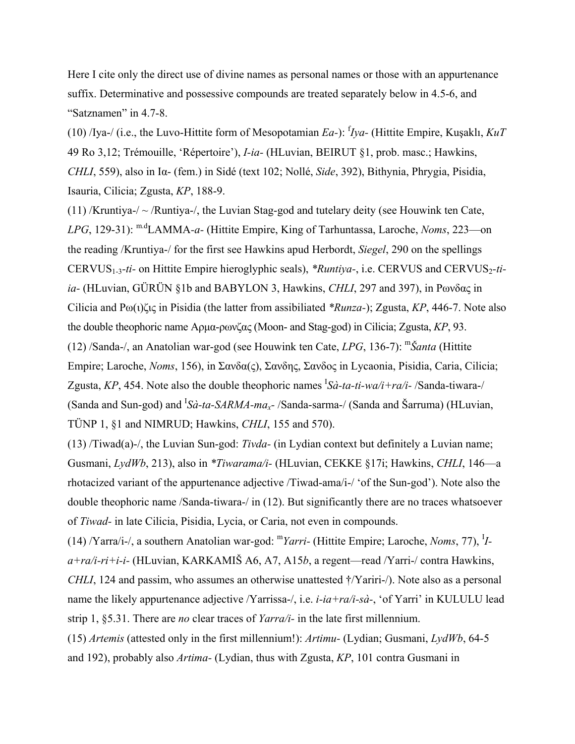Here I cite only the direct use of divine names as personal names or those with an appurtenance suffix. Determinative and possessive compounds are treated separately below in 4.5-6, and "Satznamen" in 4.7-8.

(10) /Iya-/ (i.e., the Luvo-Hittite form of Mesopotamian *Ea-*): [f]*Iya-* (Hittite Empire, Kuşaklı, *KuT* 49 Ro 3,12; Trémouille, 'Répertoire'), *I-ia-* (HLuvian, BEIRUT §1, prob. masc.; Hawkins, *CHLI*, 559), also in Ια- (fem.) in Sidé (text 102; Nollé, *Side*, 392), Bithynia, Phrygia, Pisidia, Isauria, Cilicia; Zgusta, *KP*, 188-9.

(11) /Kruntiya-/ ~ /Runtiya-/, the Luvian Stag-god and tutelary deity (see Houwink ten Cate, *LPG*, 129-31): [m.d]LAMMA-*a-* (Hittite Empire, King of Tarhuntassa, Laroche, *Noms*, 223—on the reading /Kruntiya-/ for the first see Hawkins apud Herbordt, *Siegel*, 290 on the spellings CERVUS$_{1-3}$-*ti-* on Hittite Empire hieroglyphic seals), *\*Runtiya-*, i.e. CERVUS and CERVUS$_2$-*ti-ia-* (HLuvian, GÜRÜN §1b and BABYLON 3, Hawkins, *CHLI*, 297 and 397), in Ρωνδας in Cilicia and Ρω(ι)ζις in Pisidia (the latter from assibiliated *\*Runza-*); Zgusta, *KP*, 446-7. Note also the double theophoric name Αρμα-ρωνζας (Moon- and Stag-god) in Cilicia; Zgusta, *KP*, 93.

(12) /Sanda-/, an Anatolian war-god (see Houwink ten Cate, *LPG*, 136-7): [m]*Šanta* (Hittite Empire; Laroche, *Noms*, 156), in Σανδα(ς), Σανδης, Σανδος in Lycaonia, Pisidia, Caria, Cilicia; Zgusta, *KP*, 454. Note also the double theophoric names [I]*Sà-ta-ti-wa/i+ra/i-* /Sanda-tiwara-/ (Sanda and Sun-god) and [I]*Sà-ta-SARMA-ma$_x$-* /Sanda-sarma-/ (Sanda and Šarruma) (HLuvian, TÜNP 1, §1 and NIMRUD; Hawkins, *CHLI*, 155 and 570).

(13) /Tiwad(a)-/, the Luvian Sun-god: *Tivda-* (in Lydian context but definitely a Luvian name; Gusmani, *LydWb*, 213), also in *\*Tiwarama/i-* (HLuvian, CEKKE §17i; Hawkins, *CHLI*, 146—a rhotacized variant of the appurtenance adjective /Tiwad-ama/i-/ 'of the Sun-god'). Note also the double theophoric name /Sanda-tiwara-/ in (12). But significantly there are no traces whatsoever of *Tiwad-* in late Cilicia, Pisidia, Lycia, or Caria, not even in compounds.

(14) /Yarra/i-/, a southern Anatolian war-god: [m]*Yarri-* (Hittite Empire; Laroche, *Noms*, 77), [I]*I-a+ra/i-ri+i-i-* (HLuvian, KARKAMIŠ A6, A7, A15*b*, a regent—read /Yarri-/ contra Hawkins, *CHLI*, 124 and passim, who assumes an otherwise unattested †/Yariri-/). Note also as a personal name the likely appurtenance adjective /Yarrissa-/, i.e. *i-ia+ra/i-sà-*, 'of Yarri' in KULULU lead strip 1, §5.31. There are *no* clear traces of *Yarra/i-* in the late first millennium.

(15) *Artemis* (attested only in the first millennium!): *Artimu-* (Lydian; Gusmani, *LydWb*, 64-5 and 192), probably also *Artima-* (Lydian, thus with Zgusta, *KP*, 101 contra Gusmani in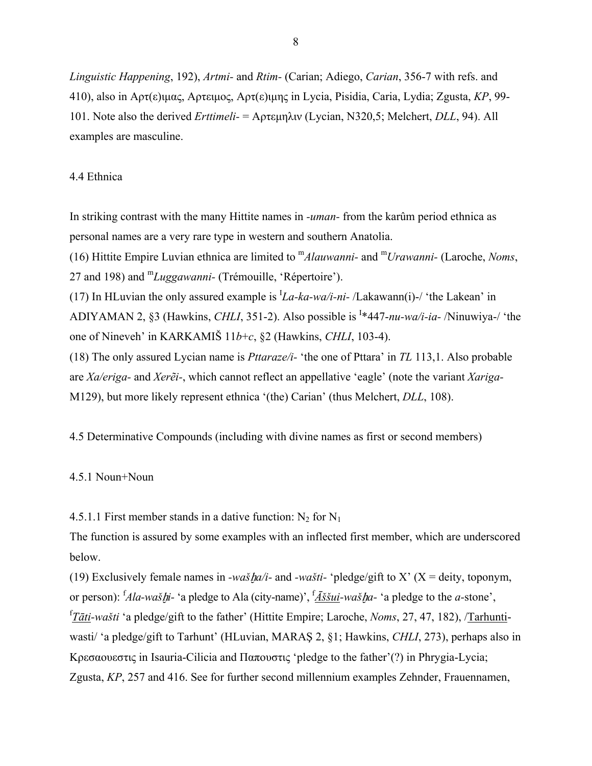*Linguistic Happening*, 192), *Artmi-* and *Rtim-* (Carian; Adiego, *Carian*, 356-7 with refs. and 410), also in Αρτ(ε)ιμας, Αρτειμος, Αρτ(ε)ιμης in Lycia, Pisidia, Caria, Lydia; Zgusta, *KP*, 99-101. Note also the derived *Erttimeli-* = Αρτεμηλιν (Lycian, N320,5; Melchert, *DLL*, 94). All examples are masculine.

4.4 Ethnica

In striking contrast with the many Hittite names in *-uman-* from the karûm period ethnica as personal names are a very rare type in western and southern Anatolia.

(16) Hittite Empire Luvian ethnica are limited to $^{m}$*Alauwanni-* and $^{m}$*Urawanni-* (Laroche, *Noms*, 27 and 198) and $^{m}$*Luggawanni-* (Trémouille, 'Répertoire').

(17) In HLuvian the only assured example is $^{I}$*La-ka-wa/i-ni-* /Lakawann(i)-/ 'the Lakean' in ADIYAMAN 2, §3 (Hawkins, *CHLI*, 351-2). Also possible is $^{I}$*447-*nu-wa/i-ia-* /Ninuwiya-/ 'the one of Nineveh' in KARKAMIŠ 11*b*+*c*, §2 (Hawkins, *CHLI*, 103-4).

(18) The only assured Lycian name is *Pttaraze/i-* 'the one of Pttara' in *TL* 113,1. Also probable are *Xa/eriga-* and *Xerẽi-*, which cannot reflect an appellative 'eagle' (note the variant *Xariga-* M129), but more likely represent ethnica '(the) Carian' (thus Melchert, *DLL*, 108).

4.5 Determinative Compounds (including with divine names as first or second members)

4.5.1 Noun+Noun

4.5.1.1 First member stands in a dative function: $N_2$ for $N_1$

The function is assured by some examples with an inflected first member, which are underscored below.

(19) Exclusively female names in *-wašḫa/i-* and *-wašti-* 'pledge/gift to X' (X = deity, toponym, or person): $^{f}$*Ala-wašḫi-* 'a pledge to Ala (city-name)', $^{f}$*<u>Āššui</u>-wašḫa-* 'a pledge to the *a*-stone', $^{f}$*<u>Tāti</u>-wašti* 'a pledge/gift to the father' (Hittite Empire; Laroche, *Noms*, 27, 47, 182), /<u>Tarhunti</u>-wasti/ 'a pledge/gift to Tarhunt' (HLuvian, MARAŞ 2, §1; Hawkins, *CHLI*, 273), perhaps also in Κρεσαουεστις in Isauria-Cilicia and Παπουστις 'pledge to the father'(?) in Phrygia-Lycia; Zgusta, *KP*, 257 and 416. See for further second millennium examples Zehnder, Frauennamen,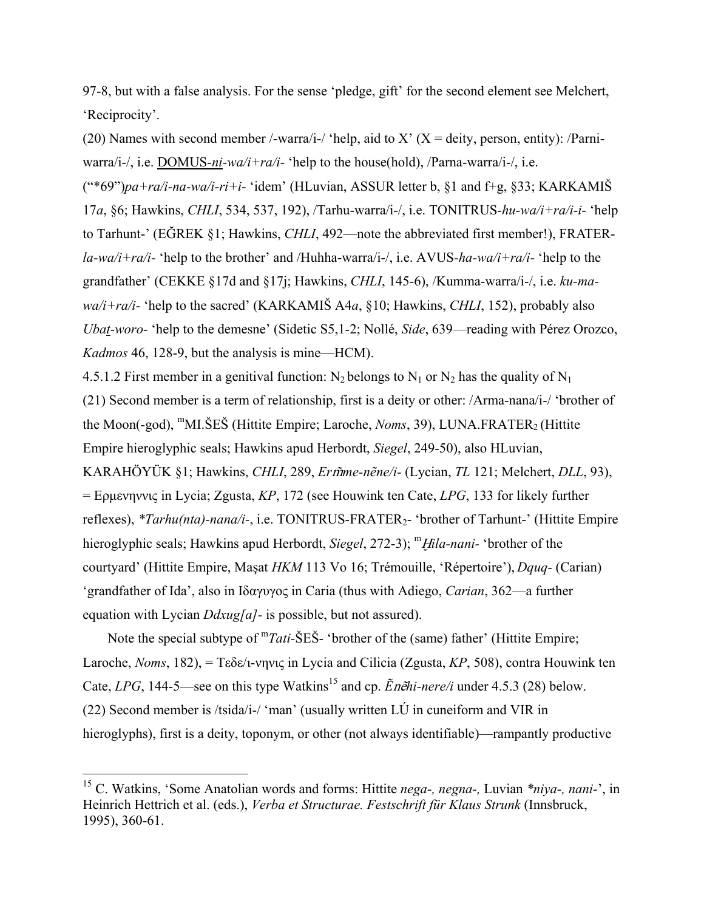97-8, but with a false analysis. For the sense 'pledge, gift' for the second element see Melchert, 'Reciprocity'.

(20) Names with second member /-warra/i-/ 'help, aid to X' (X = deity, person, entity): /Parni-warra/i-/, i.e. <u>DOMUS</u>-*ni-wa/i+ra/i-* 'help to the house(hold), /Parna-warra/i-/, i.e. ("*69")*pa+ra/i-na-wa/i-ri+i-* 'idem' (HLuvian, ASSUR letter b, §1 and f+g, §33; KARKAMIŠ 17*a*, §6; Hawkins, *CHLI*, 534, 537, 192), /Tarhu-warra/i-/, i.e. TONITRUS-*hu-wa/i+ra/i-i-* 'help to Tarhunt-' (EĞREK §1; Hawkins, *CHLI*, 492—note the abbreviated first member!), FRATER-*la-wa/i+ra/i-* 'help to the brother' and /Huhha-warra/i-/, i.e. AVUS-*ha-wa/i+ra/i-* 'help to the grandfather' (CEKKE §17d and §17j; Hawkins, *CHLI*, 145-6), /Kumma-warra/i-/, i.e. *ku-ma-wa/i+ra/i-* 'help to the sacred' (KARKAMIŠ A4*a*, §10; Hawkins, *CHLI*, 152), probably also *Ubaṯ-woro-* 'help to the demesne' (Sidetic S5,1-2; Nollé, *Side*, 639—reading with Pérez Orozco, *Kadmos* 46, 128-9, but the analysis is mine—HCM).

4.5.1.2 First member in a genitival function: $N_2$ belongs to $N_1$ or $N_2$ has the quality of $N_1$

(21) Second member is a term of relationship, first is a deity or other: /Arma-nana/i-/ 'brother of the Moon(-god), ᵐMI.ŠEŠ (Hittite Empire; Laroche, *Noms*, 39), LUNA.FRATER$_2$ (Hittite Empire hieroglyphic seals; Hawkins apud Herbordt, *Siegel*, 249-50), also HLuvian, KARAHÖYÜK §1; Hawkins, *CHLI*, 289, *Erm̃me-nẽne/i-* (Lycian, *TL* 121; Melchert, *DLL*, 93), = Ερμενηννις in Lycia; Zgusta, *KP*, 172 (see Houwink ten Cate, *LPG*, 133 for likely further reflexes), *\*Tarhu(nta)-nana/i-*, i.e. TONITRUS-FRATER$_2$- 'brother of Tarhunt-' (Hittite Empire hieroglyphic seals; Hawkins apud Herbordt, *Siegel*, 272-3); ᵐ*Ḫila-nani-* 'brother of the courtyard' (Hittite Empire, Maşat *HKM* 113 Vo 16; Trémouille, 'Répertoire'), *Dquq-* (Carian) 'grandfather of Ida', also in Ιδαγυγος in Caria (thus with Adiego, *Carian*, 362—a further equation with Lycian *Ddxug[a]-* is possible, but not assured).

Note the special subtype of ᵐ*Tati*-ŠEŠ- 'brother of the (same) father' (Hittite Empire; Laroche, *Noms*, 182), = Τεδε/ι-νηνις in Lycia and Cilicia (Zgusta, *KP*, 508), contra Houwink ten Cate, *LPG*, 144-5—see on this type Watkins[15] and cp. *Ẽnẽhi-nere/i* under 4.5.3 (28) below.

(22) Second member is /tsida/i-/ 'man' (usually written LÚ in cuneiform and VIR in hieroglyphs), first is a deity, toponym, or other (not always identifiable)—rampantly productive

---

[15] C. Watkins, 'Some Anatolian words and forms: Hittite *nega-, negna-,* Luvian *\*niya-, nani-*', in Heinrich Hettrich et al. (eds.), *Verba et Structurae. Festschrift für Klaus Strunk* (Innsbruck, 1995), 360-61.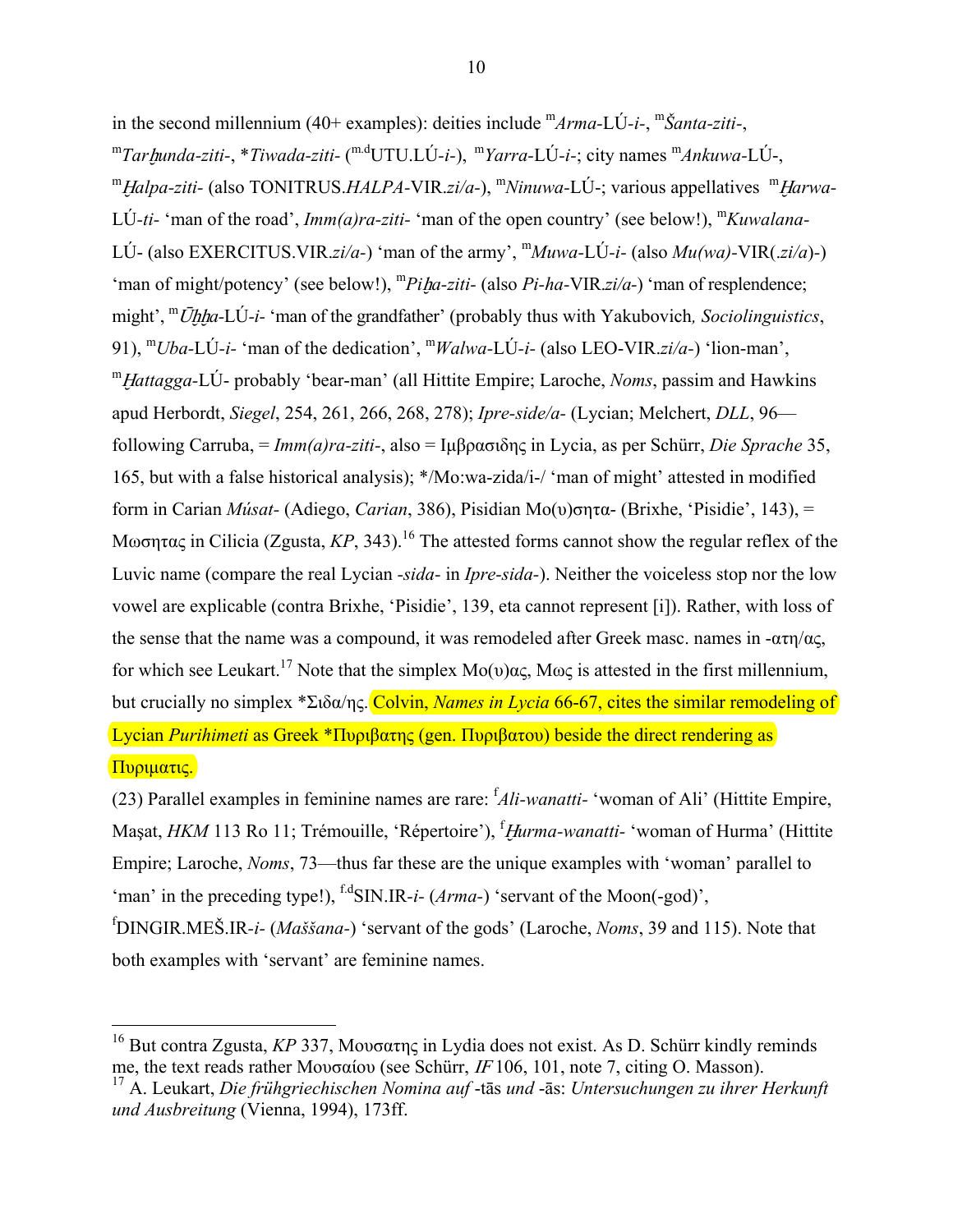in the second millennium (40+ examples): deities include ᵐ*Arma*-LÚ-*i*-, ᵐ*Šanta-ziti*-, ᵐ*Tarḫunda-ziti*-, *\*Tiwada-ziti*- (ᵐ·ᵈUTU.LÚ-*i*-), ᵐ*Yarra*-LÚ-*i*-; city names ᵐ*Ankuwa*-LÚ-, ᵐ*Ḫalpa-ziti*- (also TONITRUS.*HALPA*-VIR.*zi/a*-), ᵐ*Ninuwa*-LÚ-; various appellatives ᵐ*Ḫarwa*-LÚ-*ti*- 'man of the road', *Imm(a)ra-ziti*- 'man of the open country' (see below!), ᵐ*Kuwalana*-LÚ- (also EXERCITUS.VIR.*zi/a*-) 'man of the army', ᵐ*Muwa*-LÚ-*i*- (also *Mu(wa)*-VIR(.*zi/a*)-) 'man of might/potency' (see below!), ᵐ*Piḫa-ziti*- (also *Pi-ha*-VIR.*zi/a*-) 'man of resplendence; might', ᵐ*Ūḫḫa*-LÚ-*i*- 'man of the grandfather' (probably thus with Yakubovich*, Sociolinguistics*, 91), ᵐ*Uba*-LÚ-*i*- 'man of the dedication', ᵐ*Walwa*-LÚ-*i*- (also LEO-VIR.*zi/a*-) 'lion-man', ᵐ*Ḫattagga*-LÚ- probably 'bear-man' (all Hittite Empire; Laroche, *Noms*, passim and Hawkins apud Herbordt, *Siegel*, 254, 261, 266, 268, 278); *Ipre-side/a*- (Lycian; Melchert, *DLL*, 96—following Carruba, = *Imm(a)ra-ziti*-, also = Ιμβρασιδης in Lycia, as per Schürr, *Die Sprache* 35, 165, but with a false historical analysis); \*/Mo:wa-zida/i-/ 'man of might' attested in modified form in Carian *Músat*- (Adiego, *Carian*, 386), Pisidian Mo(υ)σητα- (Brixhe, 'Pisidie', 143), = Μωσητας in Cilicia (Zgusta, *KP*, 343).[16] The attested forms cannot show the regular reflex of the Luvic name (compare the real Lycian -*sida*- in *Ipre-sida*-). Neither the voiceless stop nor the low vowel are explicable (contra Brixhe, 'Pisidie', 139, eta cannot represent [i]). Rather, with loss of the sense that the name was a compound, it was remodeled after Greek masc. names in -ατη/ας, for which see Leukart.[17] Note that the simplex Mo(υ)ας, Μως is attested in the first millennium, but crucially no simplex \*Σιδα/ης. Colvin, *Names in Lycia* 66-67, cites the similar remodeling of Lycian *Purihimeti* as Greek \*Πυριβατης (gen. Πυριβατου) beside the direct rendering as Πυριματις.

(23) Parallel examples in feminine names are rare: ᶠ*Ali-wanatti*- 'woman of Ali' (Hittite Empire, Maşat, *HKM* 113 Ro 11; Trémouille, 'Répertoire'), ᶠ*Ḫurma-wanatti*- 'woman of Hurma' (Hittite Empire; Laroche, *Noms*, 73—thus far these are the unique examples with 'woman' parallel to 'man' in the preceding type!), ᶠ·ᵈSIN.IR-*i*- (*Arma*-) 'servant of the Moon(-god)', ᶠDINGIR.MEŠ.IR-*i*- (*Maššana*-) 'servant of the gods' (Laroche, *Noms*, 39 and 115). Note that both examples with 'servant' are feminine names.

---

[16] But contra Zgusta, *KP* 337, Μουσατης in Lydia does not exist. As D. Schürr kindly reminds me, the text reads rather Μουσαίου (see Schürr, *IF* 106, 101, note 7, citing O. Masson).

[17] A. Leukart, *Die frühgriechischen Nomina auf* -tās *und* -ās: *Untersuchungen zu ihrer Herkunft und Ausbreitung* (Vienna, 1994), 173ff.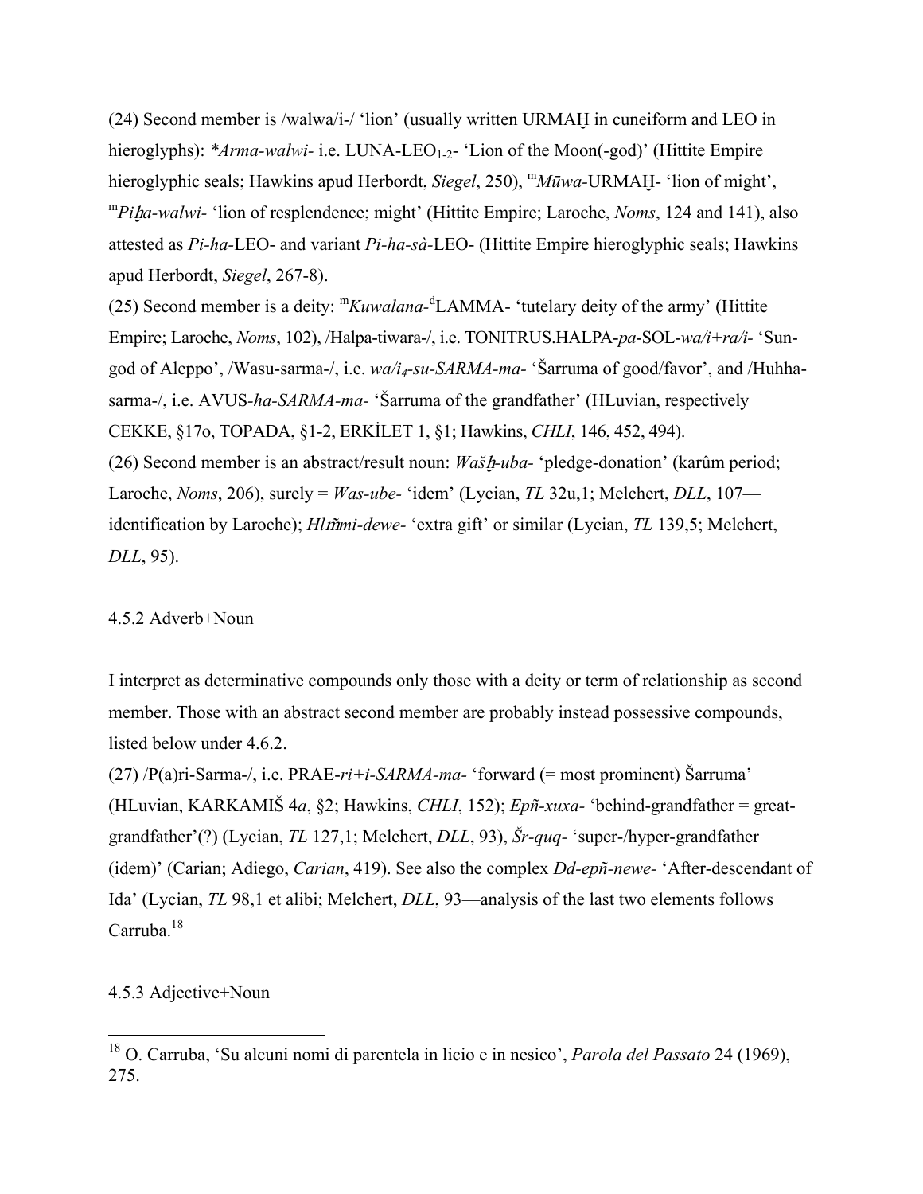(24) Second member is /walwa/i-/ 'lion' (usually written URMAḪ in cuneiform and LEO in hieroglyphs): *\*Arma-walwi-* i.e. LUNA-LEO$_{1-2}$- 'Lion of the Moon(-god)' (Hittite Empire hieroglyphic seals; Hawkins apud Herbordt, *Siegel*, 250), $^{m}$*Mūwa*-URMAḪ- 'lion of might', $^{m}$*Piḫa-walwi-* 'lion of resplendence; might' (Hittite Empire; Laroche, *Noms*, 124 and 141), also attested as *Pi-ha*-LEO- and variant *Pi-ha-sà*-LEO- (Hittite Empire hieroglyphic seals; Hawkins apud Herbordt, *Siegel*, 267-8).

(25) Second member is a deity: $^{m}$*Kuwalana*-$^{d}$LAMMA- 'tutelary deity of the army' (Hittite Empire; Laroche, *Noms*, 102), /Halpa-tiwara-/, i.e. TONITRUS.HALPA-*pa*-SOL-*wa/i+ra/i*- 'Sun-god of Aleppo', /Wasu-sarma-/, i.e. *wa/i$_4$-su-SARMA-ma*- 'Šarruma of good/favor', and /Huhha-sarma-/, i.e. AVUS-*ha-SARMA-ma*- 'Šarruma of the grandfather' (HLuvian, respectively CEKKE, §17o, TOPADA, §1-2, ERKİLET 1, §1; Hawkins, *CHLI*, 146, 452, 494).

(26) Second member is an abstract/result noun: *Wašḫ-uba-* 'pledge-donation' (karûm period; Laroche, *Noms*, 206), surely = *Was-ube-* 'idem' (Lycian, *TL* 32u,1; Melchert, *DLL*, 107—identification by Laroche); *Hlm̃mi-dewe-* 'extra gift' or similar (Lycian, *TL* 139,5; Melchert, *DLL*, 95).

4.5.2 Adverb+Noun

I interpret as determinative compounds only those with a deity or term of relationship as second member. Those with an abstract second member are probably instead possessive compounds, listed below under 4.6.2.

(27) /P(a)ri-Sarma-/, i.e. PRAE-*ri+i-SARMA-ma*- 'forward (= most prominent) Šarruma' (HLuvian, KARKAMIŠ 4*a*, §2; Hawkins, *CHLI*, 152); *Epñ-xuxa-* 'behind-grandfather = great-grandfather'(?) (Lycian, *TL* 127,1; Melchert, *DLL*, 93), *Šr-quq-* 'super-/hyper-grandfather (idem)' (Carian; Adiego, *Carian*, 419). See also the complex *Dd-epñ-newe-* 'After-descendant of Ida' (Lycian, *TL* 98,1 et alibi; Melchert, *DLL*, 93—analysis of the last two elements follows Carruba.[18]

4.5.3 Adjective+Noun

---

[18] O. Carruba, 'Su alcuni nomi di parentela in licio e in nesico', *Parola del Passato* 24 (1969), 275.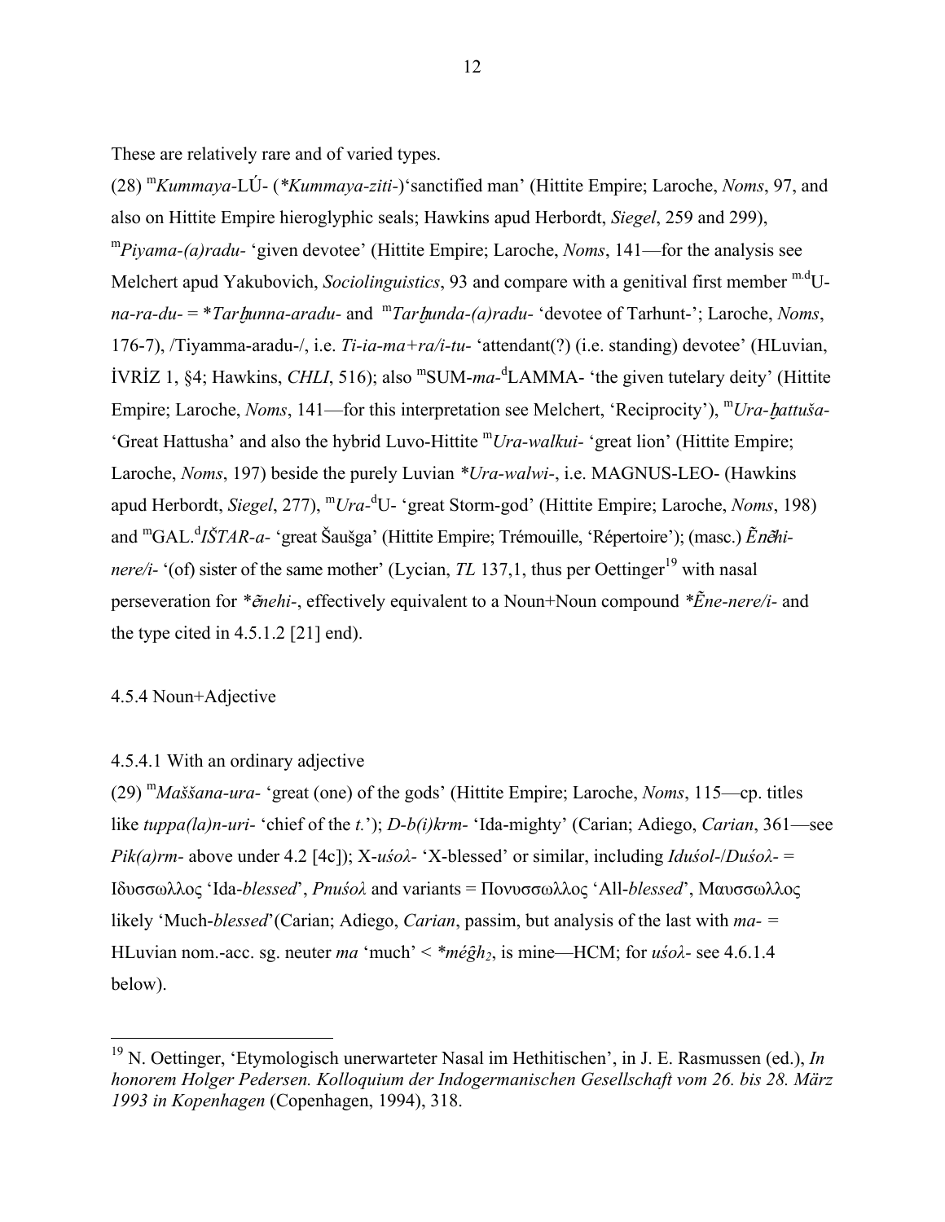These are relatively rare and of varied types.

(28) [m]*Kummaya*-LÚ- (*\*Kummaya-ziti-*)'sanctified man' (Hittite Empire; Laroche, *Noms*, 97, and also on Hittite Empire hieroglyphic seals; Hawkins apud Herbordt, *Siegel*, 259 and 299), [m]*Piyama-(a)radu-* 'given devotee' (Hittite Empire; Laroche, *Noms*, 141—for the analysis see Melchert apud Yakubovich, *Sociolinguistics*, 93 and compare with a genitival first member [m.d]U-*na-ra-du-* = *\*Tarḫunna-aradu-* and [m]*Tarḫunda-(a)radu-* 'devotee of Tarhunt-'; Laroche, *Noms*, 176-7), /Tiyamma-aradu-/, i.e. *Ti-ia-ma+ra/i-tu-* 'attendant(?) (i.e. standing) devotee' (HLuvian, İVRİZ 1, §4; Hawkins, *CHLI*, 516); also [m]SUM-*ma*-[d]LAMMA- 'the given tutelary deity' (Hittite Empire; Laroche, *Noms*, 141—for this interpretation see Melchert, 'Reciprocity'), [m]*Ura-ḫattuša-* 'Great Hattusha' and also the hybrid Luvo-Hittite [m]*Ura-walkui-* 'great lion' (Hittite Empire; Laroche, *Noms*, 197) beside the purely Luvian *\*Ura-walwi-*, i.e. MAGNUS-LEO- (Hawkins apud Herbordt, *Siegel*, 277), [m]*Ura*-[d]U- 'great Storm-god' (Hittite Empire; Laroche, *Noms*, 198) and [m]GAL.[d]*IŠTAR-a-* 'great Šaušga' (Hittite Empire; Trémouille, 'Répertoire'); (masc.) *Ẽnẽhi-nere/i-* '(of) sister of the same mother' (Lycian, *TL* 137,1, thus per Oettinger[19] with nasal perseveration for *\*ẽnehi-*, effectively equivalent to a Noun+Noun compound *\*Ẽne-nere/i-* and the type cited in 4.5.1.2 [21] end).

### 4.5.4 Noun+Adjective

#### 4.5.4.1 With an ordinary adjective

(29) [m]*Maššana-ura-* 'great (one) of the gods' (Hittite Empire; Laroche, *Noms*, 115—cp. titles like *tuppa(la)n-uri-* 'chief of the *t.*'); *D-b(i)krm-* 'Ida-mighty' (Carian; Adiego, *Carian*, 361—see *Pik(a)rm-* above under 4.2 [4c]); X-*uśoλ-* 'X-blessed' or similar, including *Iduśol-*/*Duśoλ-* = Ιδυσσωλλος 'Ida-*blessed*', *Pnuśoλ* and variants = Πονυσσωλλος 'All-*blessed*', Μαυσσωλλος likely 'Much-*blessed*'(Carian; Adiego, *Carian*, passim, but analysis of the last with *ma-* = HLuvian nom.-acc. sg. neuter *ma* 'much' < *\*méĝh₂*, is mine—HCM; for *uśoλ-* see 4.6.1.4 below).

---

[19] N. Oettinger, 'Etymologisch unerwarteter Nasal im Hethitischen', in J. E. Rasmussen (ed.), *In honorem Holger Pedersen. Kolloquium der Indogermanischen Gesellschaft vom 26. bis 28. März 1993 in Kopenhagen* (Copenhagen, 1994), 318.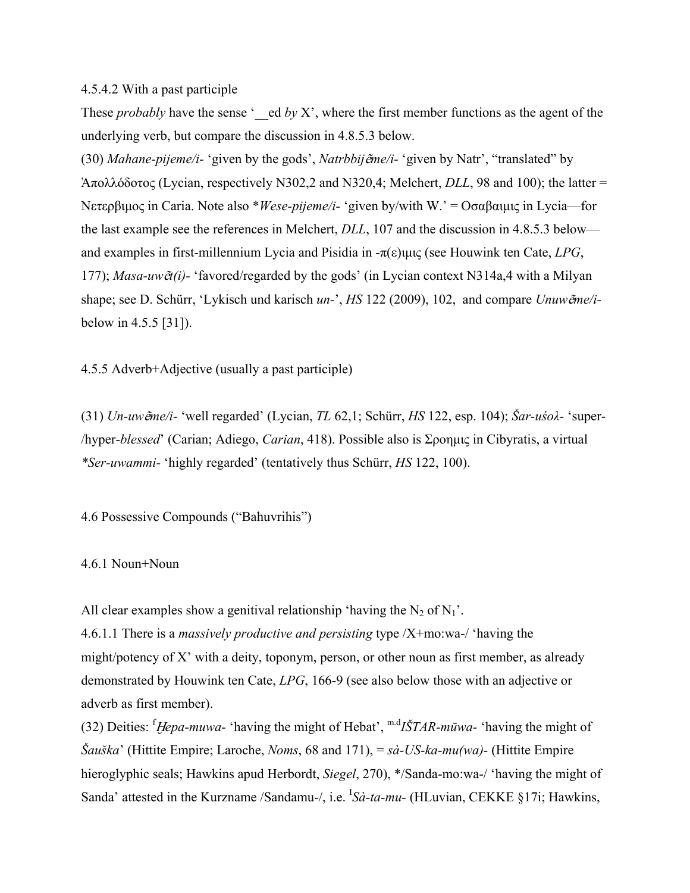4.5.4.2 With a past participle

These *probably* have the sense '__ed *by* X', where the first member functions as the agent of the underlying verb, but compare the discussion in 4.8.5.3 below.

(30) *Mahane-pijeme/i-* 'given by the gods', *Natrbbijẽme/i-* 'given by Natr', "translated" by Ἀπολλόδοτος (Lycian, respectively N302,2 and N320,4; Melchert, *DLL*, 98 and 100); the latter = Νετερβιμος in Caria. Note also **Wese-pijeme/i-* 'given by/with W.' = Οσαβαιμις in Lycia—for the last example see the references in Melchert, *DLL*, 107 and the discussion in 4.8.5.3 below—and examples in first-millennium Lycia and Pisidia in -π(ε)ιμις (see Houwink ten Cate, *LPG*, 177); *Masa-uwẽt(i)-* 'favored/regarded by the gods' (in Lycian context N314a,4 with a Milyan shape; see D. Schürr, 'Lykisch und karisch *un-*', *HS* 122 (2009), 102, and compare *Unuwẽme/i-* below in 4.5.5 [31]).

4.5.5 Adverb+Adjective (usually a past participle)

(31) *Un-uwẽme/i-* 'well regarded' (Lycian, *TL* 62,1; Schürr, *HS* 122, esp. 104); *Šar-uśoλ-* 'super-/hyper-*blessed*' (Carian; Adiego, *Carian*, 418). Possible also is Σροημις in Cibyratis, a virtual **Ser-uwammi-* 'highly regarded' (tentatively thus Schürr, *HS* 122, 100).

4.6 Possessive Compounds ("Bahuvrihis")

4.6.1 Noun+Noun

All clear examples show a genitival relationship 'having the $N_2$ of $N_1$'.

4.6.1.1 There is a *massively productive and persisting* type /X+mo:wa-/ 'having the might/potency of X' with a deity, toponym, person, or other noun as first member, as already demonstrated by Houwink ten Cate, *LPG*, 166-9 (see also below those with an adjective or adverb as first member).

(32) Deities: [f]*Ḫepa-muwa-* 'having the might of Hebat', [m.d]*IŠTAR-mūwa-* 'having the might of *Šauška*' (Hittite Empire; Laroche, *Noms*, 68 and 171), = *sà-US-ka-mu(wa)-* (Hittite Empire hieroglyphic seals; Hawkins apud Herbordt, *Siegel*, 270), */Sanda-mo:wa-/ 'having the might of Sanda' attested in the Kurzname /Sandamu-/, i.e. [I]*Sà-ta-mu-* (HLuvian, CEKKE §17i; Hawkins,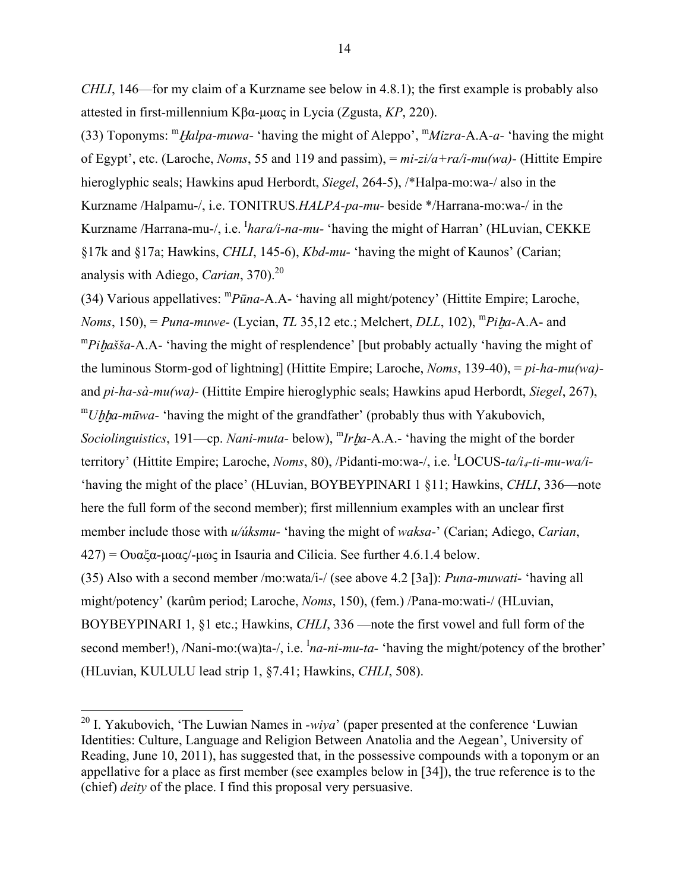*CHLI*, 146—for my claim of a Kurzname see below in 4.8.1); the first example is probably also attested in first-millennium Κβα-μοας in Lycia (Zgusta, *KP*, 220).

(33) Toponyms: ^m^*Ḫalpa-muwa-* 'having the might of Aleppo', ^m^*Mizra-*A.A-*a-* 'having the might of Egypt', etc. (Laroche, *Noms*, 55 and 119 and passim), = *mi-zi/a+ra/i-mu(wa)-* (Hittite Empire hieroglyphic seals; Hawkins apud Herbordt, *Siegel*, 264-5), /*Halpa-mo:wa-/ also in the Kurzname /Halpamu-/, i.e. TONITRUS.*HALPA-pa-mu-* beside */Harrana-mo:wa-/ in the Kurzname /Harrana-mu-/, i.e. ^I^*hara/i-na-mu-* 'having the might of Harran' (HLuvian, CEKKE §17k and §17a; Hawkins, *CHLI*, 145-6), *Kbd-mu-* 'having the might of Kaunos' (Carian; analysis with Adiego, *Carian*, 370).[20]

(34) Various appellatives: ^m^*Pūna-*A.A- 'having all might/potency' (Hittite Empire; Laroche, *Noms*, 150), = *Puna-muwe-* (Lycian, *TL* 35,12 etc.; Melchert, *DLL*, 102), ^m^*Piḫa-*A.A- and ^m^*Piḫašša-*A.A- 'having the might of resplendence' [but probably actually 'having the might of the luminous Storm-god of lightning] (Hittite Empire; Laroche, *Noms*, 139-40), = *pi-ha-mu(wa)-* and *pi-ha-sà-mu(wa)-* (Hittite Empire hieroglyphic seals; Hawkins apud Herbordt, *Siegel*, 267), ^m^*Uḫḫa-mūwa-* 'having the might of the grandfather' (probably thus with Yakubovich, *Sociolinguistics*, 191—cp. *Nani-muta-* below), ^m^*Irḫa-*A.A.- 'having the might of the border territory' (Hittite Empire; Laroche, *Noms*, 80), /Pidanti-mo:wa-/, i.e. ^I^LOCUS-*ta/i$_4$-ti-mu-wa/i-* 'having the might of the place' (HLuvian, BOYBEYPINARI 1 §11; Hawkins, *CHLI*, 336—note here the full form of the second member); first millennium examples with an unclear first member include those with *u/úksmu-* 'having the might of *waksa-*' (Carian; Adiego, *Carian*, 427) = Ουαξα-μοας/-μως in Isauria and Cilicia. See further 4.6.1.4 below.

(35) Also with a second member /mo:wata/i-/ (see above 4.2 [3a]): *Puna-muwati-* 'having all might/potency' (karûm period; Laroche, *Noms*, 150), (fem.) /Pana-mo:wati-/ (HLuvian, BOYBEYPINARI 1, §1 etc.; Hawkins, *CHLI*, 336 —note the first vowel and full form of the second member!), /Nani-mo:(wa)ta-/, i.e. ^I^*na-ni-mu-ta-* 'having the might/potency of the brother' (HLuvian, KULULU lead strip 1, §7.41; Hawkins, *CHLI*, 508).

---

[20] I. Yakubovich, 'The Luwian Names in *-wiya*' (paper presented at the conference 'Luwian Identities: Culture, Language and Religion Between Anatolia and the Aegean', University of Reading, June 10, 2011), has suggested that, in the possessive compounds with a toponym or an appellative for a place as first member (see examples below in [34]), the true reference is to the (chief) *deity* of the place. I find this proposal very persuasive.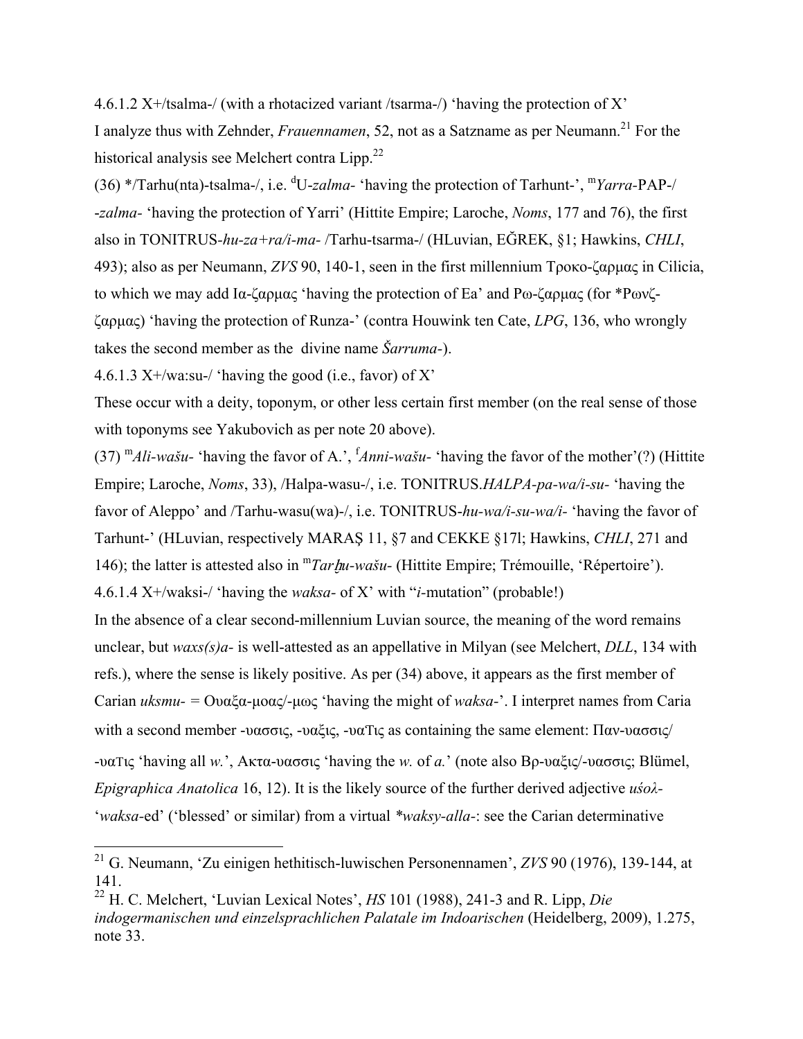4.6.1.2 X+/tsalma-/ (with a rhotacized variant /tsarma-/) ‘having the protection of X’

I analyze thus with Zehnder, *Frauennamen*, 52, not as a Satzname as per Neumann.[21] For the historical analysis see Melchert contra Lipp.[22]

(36) */Tarhu(nta)-tsalma-/, i.e. ᵈU-*zalma-* ‘having the protection of Tarhunt-’, ᵐ*Yarra*-PAP-/-*zalma-* ‘having the protection of Yarri’ (Hittite Empire; Laroche, *Noms*, 177 and 76), the first also in TONITRUS-*hu-za+ra/i-ma-* /Tarhu-tsarma-/ (HLuvian, EĞREK, §1; Hawkins, *CHLI*, 493); also as per Neumann, *ZVS* 90, 140-1, seen in the first millennium Τροκο-ζαρμας in Cilicia, to which we may add Ια-ζαρμας ‘having the protection of Ea’ and Ρω-ζαρμας (for *Ρωνζ-ζαρμας) ‘having the protection of Runza-’ (contra Houwink ten Cate, *LPG*, 136, who wrongly takes the second member as the divine name *Šarruma-*).

4.6.1.3 X+/wa:su-/ ‘having the good (i.e., favor) of X’

These occur with a deity, toponym, or other less certain first member (on the real sense of those with toponyms see Yakubovich as per note 20 above).

(37) ᵐ*Ali-wašu-* ‘having the favor of A.’, ᶠ*Anni-wašu-* ‘having the favor of the mother’(?) (Hittite Empire; Laroche, *Noms*, 33), /Halpa-wasu-/, i.e. TONITRUS.*HALPA-pa-wa/i-su-* ‘having the favor of Aleppo’ and /Tarhu-wasu(wa)-/, i.e. TONITRUS-*hu-wa/i-su-wa/i-* ‘having the favor of Tarhunt-’ (HLuvian, respectively MARAŞ 11, §7 and CEKKE §17l; Hawkins, *CHLI*, 271 and 146); the latter is attested also in ᵐ*Tarḫu-wašu-* (Hittite Empire; Trémouille, ‘Répertoire’).

4.6.1.4 X+/waksi-/ ‘having the *waksa-* of X’ with “*i*-mutation” (probable!)

In the absence of a clear second-millennium Luvian source, the meaning of the word remains unclear, but *waxs(s)a-* is well-attested as an appellative in Milyan (see Melchert, *DLL*, 134 with refs.), where the sense is likely positive. As per (34) above, it appears as the first member of Carian *uksmu-* = Ουαξα-μοας/-μως ‘having the might of *waksa-*’. I interpret names from Caria with a second member -υασσις, -υαξις, -υαΤις as containing the same element: Παν-υασσις/-υαΤις ‘having all *w.*’, Ακτα-υασσις ‘having the *w.* of *a.*’ (note also Βρ-υαξις/-υασσις; Blümel, *Epigraphica Anatolica* 16, 12). It is the likely source of the further derived adjective *uśoλ-* ‘*waksa*-ed’ (‘blessed’ or similar) from a virtual **waksy-alla-*: see the Carian determinative

---

[21] G. Neumann, ‘Zu einigen hethitisch-luwischen Personennamen’, *ZVS* 90 (1976), 139-144, at 141.

[22] H. C. Melchert, ‘Luvian Lexical Notes’, *HS* 101 (1988), 241-3 and R. Lipp, *Die indogermanischen und einzelsprachlichen Palatale im Indoarischen* (Heidelberg, 2009), 1.275, note 33.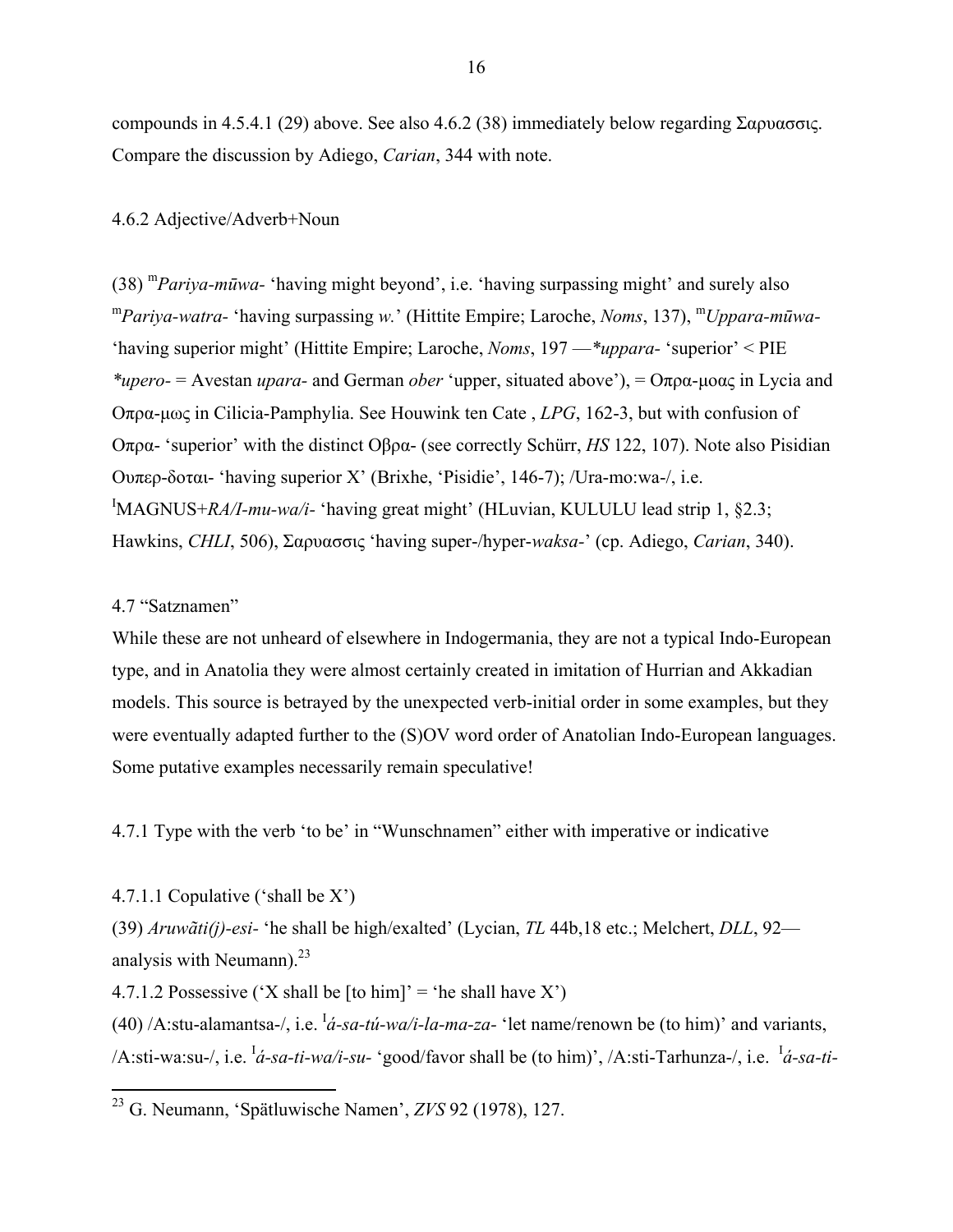compounds in 4.5.4.1 (29) above. See also 4.6.2 (38) immediately below regarding Σαρυασσις. Compare the discussion by Adiego, *Carian*, 344 with note.

4.6.2 Adjective/Adverb+Noun

(38) [m]*Pariya-mūwa-* 'having might beyond', i.e. 'having surpassing might' and surely also [m]*Pariya-watra-* 'having surpassing *w.*' (Hittite Empire; Laroche, *Noms*, 137), [m]*Uppara-mūwa-* 'having superior might' (Hittite Empire; Laroche, *Noms*, 197 —*\*uppara-* 'superior' < PIE *\*upero-* = Avestan *upara-* and German *ober* 'upper, situated above'), = Οπρα-μοας in Lycia and Οπρα-μως in Cilicia-Pamphylia. See Houwink ten Cate , *LPG*, 162-3, but with confusion of Οπρα- 'superior' with the distinct Οβρα- (see correctly Schürr, *HS* 122, 107). Note also Pisidian Ουπερ-δοται- 'having superior X' (Brixhe, 'Pisidie', 146-7); /Ura-mo:wa-/, i.e. [I]MAGNUS+*RA/I-mu-wa/i-* 'having great might' (HLuvian, KULULU lead strip 1, §2.3; Hawkins, *CHLI*, 506), Σαρυασσις 'having super-/hyper-*waksa*-' (cp. Adiego, *Carian*, 340).

4.7 "Satznamen"

While these are not unheard of elsewhere in Indogermania, they are not a typical Indo-European type, and in Anatolia they were almost certainly created in imitation of Hurrian and Akkadian models. This source is betrayed by the unexpected verb-initial order in some examples, but they were eventually adapted further to the (S)OV word order of Anatolian Indo-European languages. Some putative examples necessarily remain speculative!

4.7.1 Type with the verb 'to be' in "Wunschnamen" either with imperative or indicative

4.7.1.1 Copulative ('shall be X')

(39) *Aruwãti(j)-esi-* 'he shall be high/exalted' (Lycian, *TL* 44b,18 etc.; Melchert, *DLL*, 92—analysis with Neumann).[23]

4.7.1.2 Possessive ('X shall be [to him]' = 'he shall have X')

(40) /A:stu-alamantsa-/, i.e. [1]*á-sa-tú-wa/i-la-ma-za-* 'let name/renown be (to him)' and variants, /A:sti-wa:su-/, i.e. [1]*á-sa-ti-wa/i-su-* 'good/favor shall be (to him)', /A:sti-Tarhunza-/, i.e. [1]*á-sa-ti-*

[23] G. Neumann, 'Spätluwische Namen', *ZVS* 92 (1978), 127.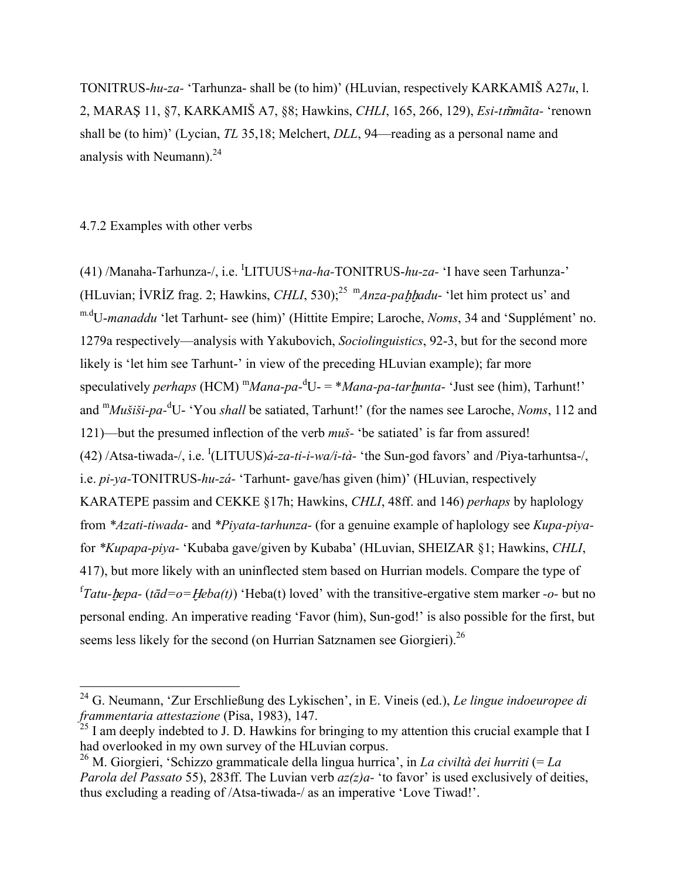TONITRUS-*hu-za-* 'Tarhunza- shall be (to him)' (HLuvian, respectively KARKAMIŠ A27*u*, l. 2, MARAŞ 11, §7, KARKAMIŠ A7, §8; Hawkins, *CHLI*, 165, 266, 129), *Esi-tm̃mãta-* 'renown shall be (to him)' (Lycian, *TL* 35,18; Melchert, *DLL*, 94—reading as a personal name and analysis with Neumann).[24]

4.7.2 Examples with other verbs

(41) /Manaha-Tarhunza-/, i.e. [I]LITUUS+*na-ha*-TONITRUS-*hu-za-* 'I have seen Tarhunza-' (HLuvian; İVRİZ frag. 2; Hawkins, *CHLI*, 530);[25] [m]*Anza-paḫḫadu-* 'let him protect us' and [m.d]U-*manaddu* 'let Tarhunt- see (him)' (Hittite Empire; Laroche, *Noms*, 34 and 'Supplément' no. 1279a respectively—analysis with Yakubovich, *Sociolinguistics*, 92-3, but for the second more likely is 'let him see Tarhunt-' in view of the preceding HLuvian example); far more speculatively *perhaps* (HCM) [m]*Mana-pa*-[d]U- = \**Mana-pa-tarḫunta-* 'Just see (him), Tarhunt!' and [m]*Mušiši-pa*-[d]U- 'You *shall* be satiated, Tarhunt!' (for the names see Laroche, *Noms*, 112 and 121)—but the presumed inflection of the verb *muš-* 'be satiated' is far from assured!
(42) /Atsa-tiwada-/, i.e. [I](LITUUS)*á-za-ti-i-wa/i-tà-* 'the Sun-god favors' and /Piya-tarhuntsa-/, i.e. *pi-ya*-TONITRUS-*hu-zá-* 'Tarhunt- gave/has given (him)' (HLuvian, respectively KARATEPE passim and CEKKE §17h; Hawkins, *CHLI*, 48ff. and 146) *perhaps* by haplology from \**Azati-tiwada-* and \**Piyata-tarhunza-* (for a genuine example of haplology see *Kupa-piya-* for \**Kupapa-piya-* 'Kubaba gave/given by Kubaba' (HLuvian, SHEIZAR §1; Hawkins, *CHLI*, 417), but more likely with an uninflected stem based on Hurrian models. Compare the type of [f]*Tatu-ḫepa-* (*tād=o=Ḫeba(t)*) 'Heba(t) loved' with the transitive-ergative stem marker *-o-* but no personal ending. An imperative reading 'Favor (him), Sun-god!' is also possible for the first, but seems less likely for the second (on Hurrian Satznamen see Giorgieri).[26]

---

[24] G. Neumann, 'Zur Erschließung des Lykischen', in E. Vineis (ed.), *Le lingue indoeuropee di frammentaria attestazione* (Pisa, 1983), 147.

[25] I am deeply indebted to J. D. Hawkins for bringing to my attention this crucial example that I had overlooked in my own survey of the HLuvian corpus.

[26] M. Giorgieri, 'Schizzo grammaticale della lingua hurrica', in *La civiltà dei hurriti* (= *La Parola del Passato* 55), 283ff. The Luvian verb *az(z)a-* 'to favor' is used exclusively of deities, thus excluding a reading of /Atsa-tiwada-/ as an imperative 'Love Tiwad!'.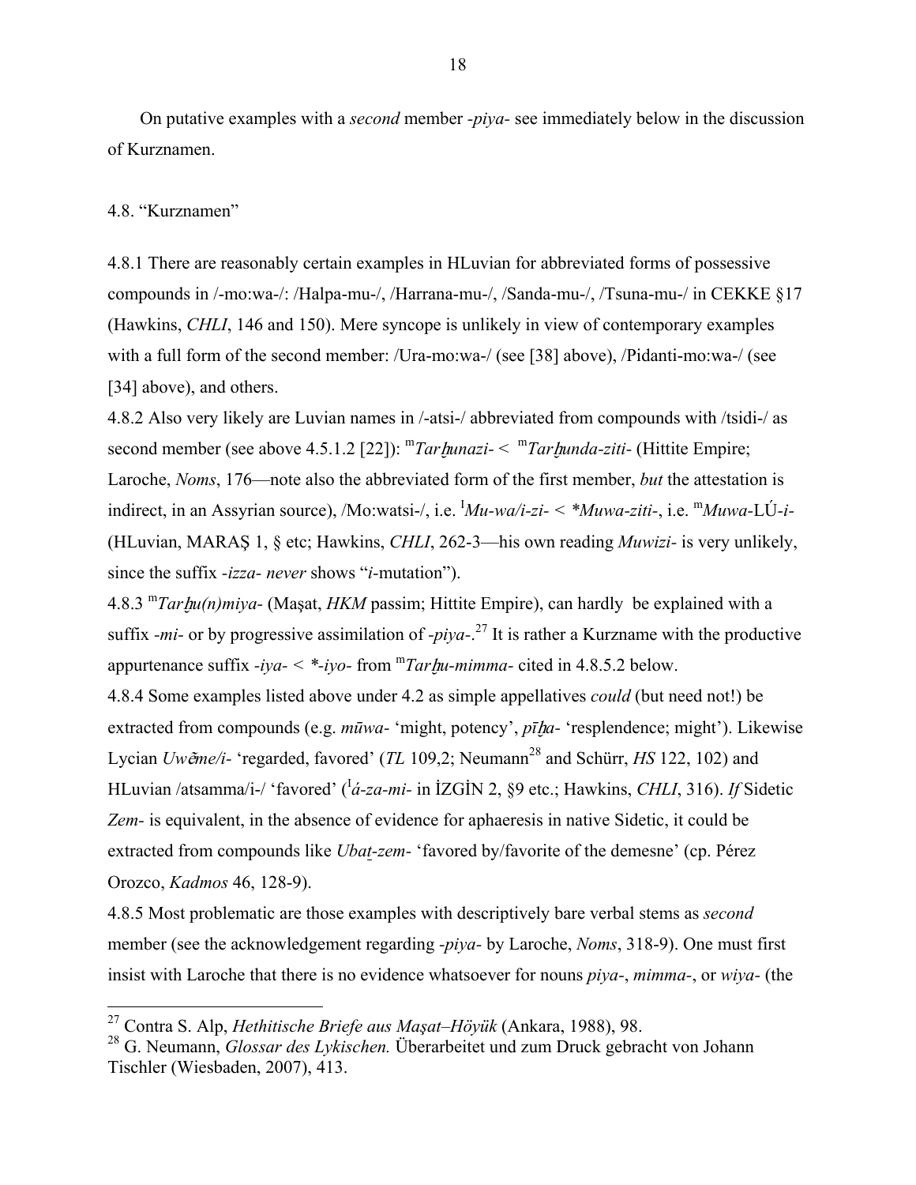On putative examples with a *second* member *-piya-* see immediately below in the discussion of Kurznamen.

4.8. "Kurznamen"

4.8.1 There are reasonably certain examples in HLuvian for abbreviated forms of possessive compounds in /-mo:wa-/: /Halpa-mu-/, /Harrana-mu-/, /Sanda-mu-/, /Tsuna-mu-/ in CEKKE §17 (Hawkins, *CHLI*, 146 and 150). Mere syncope is unlikely in view of contemporary examples with a full form of the second member: /Ura-mo:wa-/ (see [38] above), /Pidanti-mo:wa-/ (see [34] above), and others.

4.8.2 Also very likely are Luvian names in /-atsi-/ abbreviated from compounds with /tsidi-/ as second member (see above 4.5.1.2 [22]): ^m^*Tarḫunazi-* < ^m^*Tarḫunda-ziti-* (Hittite Empire; Laroche, *Noms*, 176—note also the abbreviated form of the first member, *but* the attestation is indirect, in an Assyrian source), /Mo:watsi-/, i.e. ^I^*Mu-wa/i-zi-* < *\*Muwa-ziti-*, i.e. ^m^*Muwa*-LÚ-*i-* (HLuvian, MARAŞ 1, § etc; Hawkins, *CHLI*, 262-3—his own reading *Muwizi-* is very unlikely, since the suffix *-izza- never* shows "*i*-mutation").

4.8.3 ^m^*Tarḫu(n)miya-* (Maşat, *HKM* passim; Hittite Empire), can hardly be explained with a suffix *-mi-* or by progressive assimilation of *-piya-*.[27] It is rather a Kurzname with the productive appurtenance suffix *-iya-* < *\*-iyo-* from ^m^*Tarḫu-mimma-* cited in 4.8.5.2 below.

4.8.4 Some examples listed above under 4.2 as simple appellatives *could* (but need not!) be extracted from compounds (e.g. *mūwa-* 'might, potency', *pīḫa-* 'resplendence; might'). Likewise Lycian *Uwẽme/i-* 'regarded, favored' (*TL* 109,2; Neumann[28] and Schürr, *HS* 122, 102) and HLuvian /atsamma/i-/ 'favored' (^I^*á-za-mi-* in İZGİN 2, §9 etc.; Hawkins, *CHLI*, 316). *If* Sidetic *Zem-* is equivalent, in the absence of evidence for aphaeresis in native Sidetic, it could be extracted from compounds like *Ubat̠-zem-* 'favored by/favorite of the demesne' (cp. Pérez Orozco, *Kadmos* 46, 128-9).

4.8.5 Most problematic are those examples with descriptively bare verbal stems as *second* member (see the acknowledgement regarding *-piya-* by Laroche, *Noms*, 318-9). One must first insist with Laroche that there is no evidence whatsoever for nouns *piya-*, *mimma-*, or *wiya-* (the

[27] Contra S. Alp, *Hethitische Briefe aus Maşat–Höyük* (Ankara, 1988), 98.

[28] G. Neumann, *Glossar des Lykischen.* Überarbeitet und zum Druck gebracht von Johann Tischler (Wiesbaden, 2007), 413.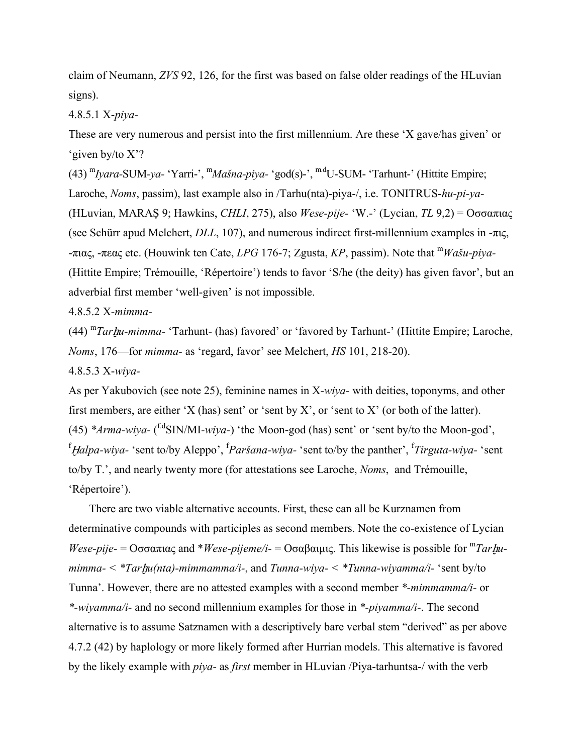claim of Neumann, *ZVS* 92, 126, for the first was based on false older readings of the HLuvian signs).

4.8.5.1 X-*piya*-

These are very numerous and persist into the first millennium. Are these 'X gave/has given' or 'given by/to X'?

(43) [m]*Iyara*-SUM-*ya*- 'Yarri-', [m]*Mašna-piya*- 'god(s)-', [m.d]U-SUM- 'Tarhunt-' (Hittite Empire; Laroche, *Noms*, passim), last example also in /Tarhu(nta)-piya-/, i.e. TONITRUS-*hu-pi-ya*- (HLuvian, MARAŞ 9; Hawkins, *CHLI*, 275), also *Wese-pije*- 'W.-' (Lycian, *TL* 9,2) = Οσσαπιας (see Schürr apud Melchert, *DLL*, 107), and numerous indirect first-millennium examples in -πις, -πιας, -πεας etc. (Houwink ten Cate, *LPG* 176-7; Zgusta, *KP*, passim). Note that [m]*Wašu-piya*- (Hittite Empire; Trémouille, 'Répertoire') tends to favor 'S/he (the deity) has given favor', but an adverbial first member 'well-given' is not impossible.

4.8.5.2 X-*mimma*-

(44) [m]*Tarḫu-mimma*- 'Tarhunt- (has) favored' or 'favored by Tarhunt-' (Hittite Empire; Laroche, *Noms*, 176—for *mimma*- as 'regard, favor' see Melchert, *HS* 101, 218-20).

4.8.5.3 X-*wiya*-

As per Yakubovich (see note 25), feminine names in X-*wiya*- with deities, toponyms, and other first members, are either 'X (has) sent' or 'sent by X', or 'sent to X' (or both of the latter).

(45) *\*Arma-wiya*- ([f.d]SIN/MI-*wiya*-) 'the Moon-god (has) sent' or 'sent by/to the Moon-god', [f]*Ḫalpa-wiya*- 'sent to/by Aleppo', [f]*Paršana-wiya*- 'sent to/by the panther', [f]*Tirguta-wiya*- 'sent to/by T.', and nearly twenty more (for attestations see Laroche, *Noms*, and Trémouille, 'Répertoire').

There are two viable alternative accounts. First, these can all be Kurznamen from determinative compounds with participles as second members. Note the co-existence of Lycian *Wese-pije*- = Οσσαπιας and *\*Wese-pijeme/i*- = Οσαβαιμις. This likewise is possible for [m]*Tarḫu-mimma*- < *\*Tarḫu(nta)-mimmamma/i*-, and *Tunna-wiya*- < *\*Tunna-wiyamma/i*- 'sent by/to Tunna'. However, there are no attested examples with a second member *\*-mimmamma/i*- or *\*-wiyamma/i*- and no second millennium examples for those in *\*-piyamma/i*-. The second alternative is to assume Satznamen with a descriptively bare verbal stem "derived" as per above 4.7.2 (42) by haplology or more likely formed after Hurrian models. This alternative is favored by the likely example with *piya*- as *first* member in HLuvian /Piya-tarhuntsa-/ with the verb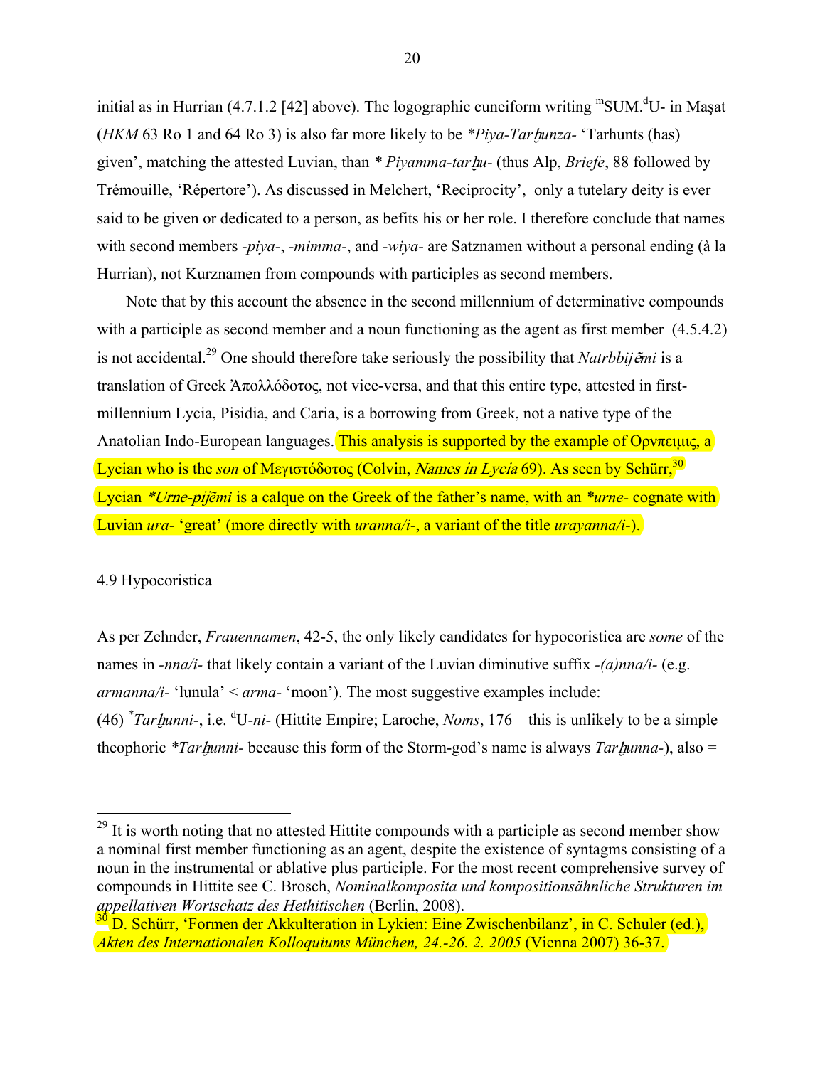initial as in Hurrian (4.7.1.2 [42] above). The logographic cuneiform writing ᵐSUM.ᵈU- in Maşat (*HKM* 63 Ro 1 and 64 Ro 3) is also far more likely to be *\*Piya-Tarḫunza-* 'Tarhunts (has) given', matching the attested Luvian, than *\* Piyamma-tarḫu-* (thus Alp, *Briefe*, 88 followed by Trémouille, 'Répertore'). As discussed in Melchert, 'Reciprocity', only a tutelary deity is ever said to be given or dedicated to a person, as befits his or her role. I therefore conclude that names with second members *-piya-*, *-mimma-*, and *-wiya-* are Satznamen without a personal ending (à la Hurrian), not Kurznamen from compounds with participles as second members.

Note that by this account the absence in the second millennium of determinative compounds with a participle as second member and a noun functioning as the agent as first member (4.5.4.2) is not accidental.[29] One should therefore take seriously the possibility that *Natrbbijẽmi* is a translation of Greek Ἀπολλόδοτος, not vice-versa, and that this entire type, attested in first-millennium Lycia, Pisidia, and Caria, is a borrowing from Greek, not a native type of the Anatolian Indo-European languages. This analysis is supported by the example of Ορνπειμις, a Lycian who is the *son* of Μεγιστόδοτος (Colvin, *Names in Lycia* 69). As seen by Schürr,[30] Lycian *\*Urne-pijẽmi* is a calque on the Greek of the father's name, with an *\*urne-* cognate with Luvian *ura-* 'great' (more directly with *uranna/i-*, a variant of the title *urayanna/i-*).

## 4.9 Hypocoristica

As per Zehnder, *Frauennamen*, 42-5, the only likely candidates for hypocoristica are *some* of the names in *-nna/i-* that likely contain a variant of the Luvian diminutive suffix *-(a)nna/i-* (e.g. *armanna/i-* 'lunula' < *arma-* 'moon'). The most suggestive examples include:

(46) *\*Tarḫunni-*, i.e. ᵈU-*ni-* (Hittite Empire; Laroche, *Noms*, 176—this is unlikely to be a simple theophoric *\*Tarḫunni-* because this form of the Storm-god's name is always *Tarḫunna-*), also =

---

[29] It is worth noting that no attested Hittite compounds with a participle as second member show a nominal first member functioning as an agent, despite the existence of syntagms consisting of a noun in the instrumental or ablative plus participle. For the most recent comprehensive survey of compounds in Hittite see C. Brosch, *Nominalkomposita und kompositionsähnliche Strukturen im appellativen Wortschatz des Hethitischen* (Berlin, 2008).

[30] D. Schürr, 'Formen der Akkulteration in Lykien: Eine Zwischenbilanz', in C. Schuler (ed.), *Akten des Internationalen Kolloquiums München, 24.-26. 2. 2005* (Vienna 2007) 36-37.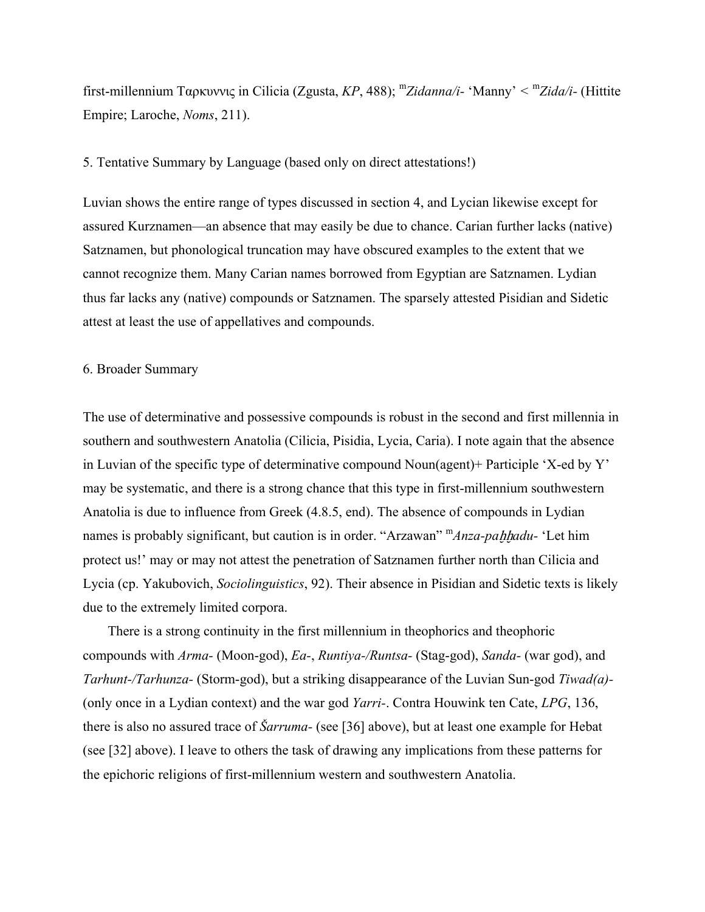first-millennium Ταρκυννις in Cilicia (Zgusta, *KP*, 488); [m]*Zidanna/i-* 'Manny' < [m]*Zida/i-* (Hittite Empire; Laroche, *Noms*, 211).

5. Tentative Summary by Language (based only on direct attestations!)

Luvian shows the entire range of types discussed in section 4, and Lycian likewise except for assured Kurznamen—an absence that may easily be due to chance. Carian further lacks (native) Satznamen, but phonological truncation may have obscured examples to the extent that we cannot recognize them. Many Carian names borrowed from Egyptian are Satznamen. Lydian thus far lacks any (native) compounds or Satznamen. The sparsely attested Pisidian and Sidetic attest at least the use of appellatives and compounds.

6. Broader Summary

The use of determinative and possessive compounds is robust in the second and first millennia in southern and southwestern Anatolia (Cilicia, Pisidia, Lycia, Caria). I note again that the absence in Luvian of the specific type of determinative compound Noun(agent)+ Participle 'X-ed by Y' may be systematic, and there is a strong chance that this type in first-millennium southwestern Anatolia is due to influence from Greek (4.8.5, end). The absence of compounds in Lydian names is probably significant, but caution is in order. "Arzawan" [m]*Anza-paḫḫadu-* 'Let him protect us!' may or may not attest the penetration of Satznamen further north than Cilicia and Lycia (cp. Yakubovich, *Sociolinguistics*, 92). Their absence in Pisidian and Sidetic texts is likely due to the extremely limited corpora.

There is a strong continuity in the first millennium in theophorics and theophoric compounds with *Arma-* (Moon-god), *Ea-*, *Runtiya-/Runtsa-* (Stag-god), *Sanda-* (war god), and *Tarhunt-/Tarhunza-* (Storm-god), but a striking disappearance of the Luvian Sun-god *Tiwad(a)-* (only once in a Lydian context) and the war god *Yarri-*. Contra Houwink ten Cate, *LPG*, 136, there is also no assured trace of *Šarruma-* (see [36] above), but at least one example for Hebat (see [32] above). I leave to others the task of drawing any implications from these patterns for the epichoric religions of first-millennium western and southwestern Anatolia.